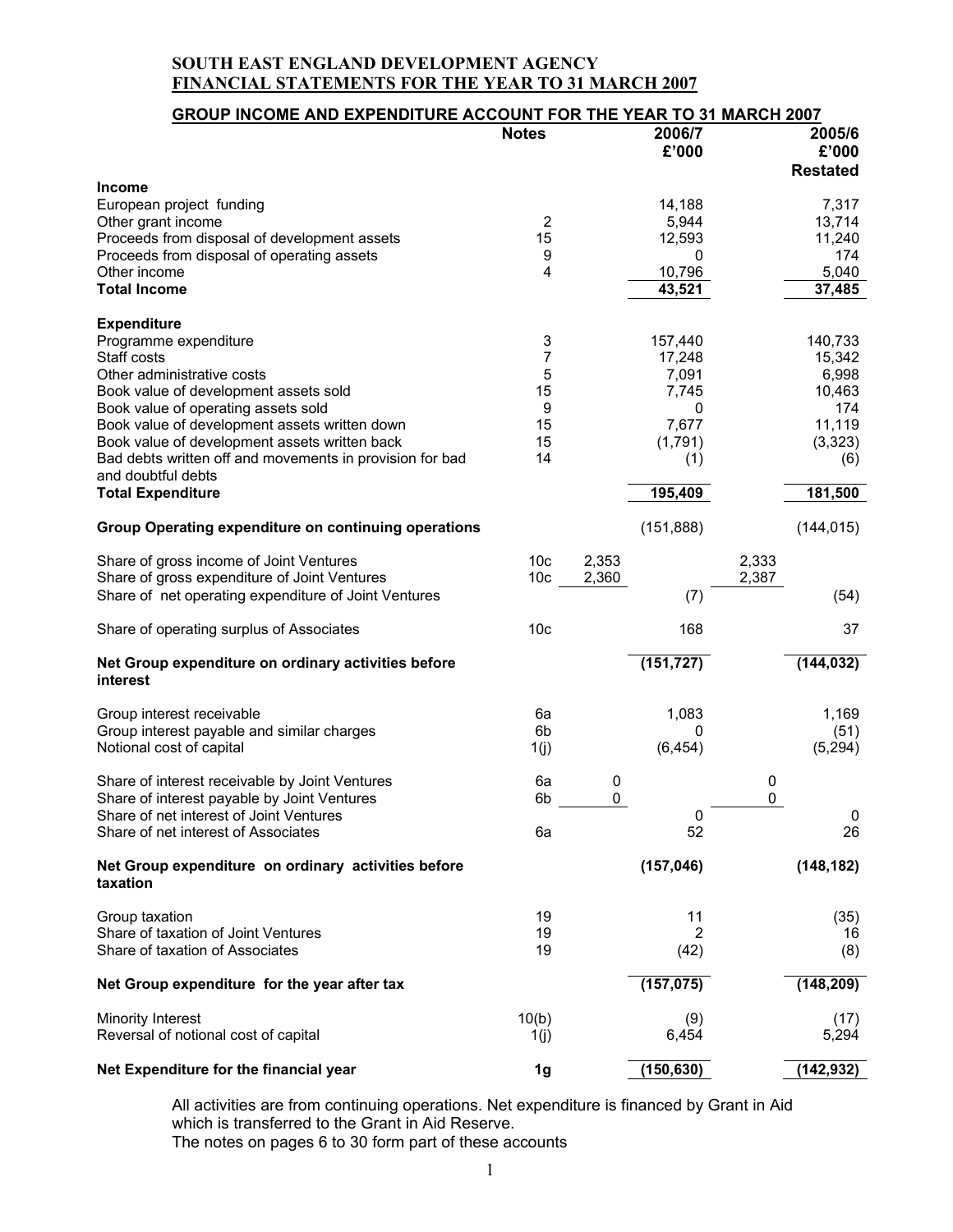# SOUTH EAST ENGLAND DEVELOPMENT AGENCY
## FINANCIAL STATEMENTS FOR THE YEAR TO 31 MARCH 2007

### GROUP INCOME AND EXPENDITURE ACCOUNT FOR THE YEAR TO 31 MARCH 2007

| | Notes | | 2006/7 £'000 | | 2005/6 £'000 Restated |
|---|---|---|---|---|---|
| **Income** | | | | | |
| European project funding | | | 14,188 | | 7,317 |
| Other grant income | 2 | | 5,944 | | 13,714 |
| Proceeds from disposal of development assets | 15 | | 12,593 | | 11,240 |
| Proceeds from disposal of operating assets | 9 | | 0 | | 174 |
| Other income | 4 | | 10,796 | | 5,040 |
| **Total Income** | | | **43,521** | | **37,485** |
| **Expenditure** | | | | | |
| Programme expenditure | 3 | | 157,440 | | 140,733 |
| Staff costs | 7 | | 17,248 | | 15,342 |
| Other administrative costs | 5 | | 7,091 | | 6,998 |
| Book value of development assets sold | 15 | | 7,745 | | 10,463 |
| Book value of operating assets sold | 9 | | 0 | | 174 |
| Book value of development assets written down | 15 | | 7,677 | | 11,119 |
| Book value of development assets written back | 15 | | (1,791) | | (3,323) |
| Bad debts written off and movements in provision for bad and doubtful debts | 14 | | (1) | | (6) |
| **Total Expenditure** | | | **195,409** | | **181,500** |
| **Group Operating expenditure on continuing operations** | | | (151,888) | | (144,015) |
| Share of gross income of Joint Ventures | 10c | 2,353 | | 2,333 | |
| Share of gross expenditure of Joint Ventures | 10c | 2,360 | | 2,387 | |
| Share of net operating expenditure of Joint Ventures | | | (7) | | (54) |
| Share of operating surplus of Associates | 10c | | 168 | | 37 |
| **Net Group expenditure on ordinary activities before interest** | | | **(151,727)** | | **(144,032)** |
| Group interest receivable | 6a | | 1,083 | | 1,169 |
| Group interest payable and similar charges | 6b | | 0 | | (51) |
| Notional cost of capital | 1(j) | | (6,454) | | (5,294) |
| Share of interest receivable by Joint Ventures | 6a | 0 | | 0 | |
| Share of interest payable by Joint Ventures | 6b | 0 | | 0 | |
| Share of net interest of Joint Ventures | | | 0 | | 0 |
| Share of net interest of Associates | 6a | | 52 | | 26 |
| **Net Group expenditure on ordinary activities before taxation** | | | **(157,046)** | | **(148,182)** |
| Group taxation | 19 | | 11 | | (35) |
| Share of taxation of Joint Ventures | 19 | | 2 | | 16 |
| Share of taxation of Associates | 19 | | (42) | | (8) |
| **Net Group expenditure for the year after tax** | | | **(157,075)** | | **(148,209)** |
| Minority Interest | 10(b) | | (9) | | (17) |
| Reversal of notional cost of capital | 1(j) | | 6,454 | | 5,294 |
| **Net Expenditure for the financial year** | **1g** | | **(150,630)** | | **(142,932)** |

All activities are from continuing operations. Net expenditure is financed by Grant in Aid which is transferred to the Grant in Aid Reserve.
The notes on pages 6 to 30 form part of these accounts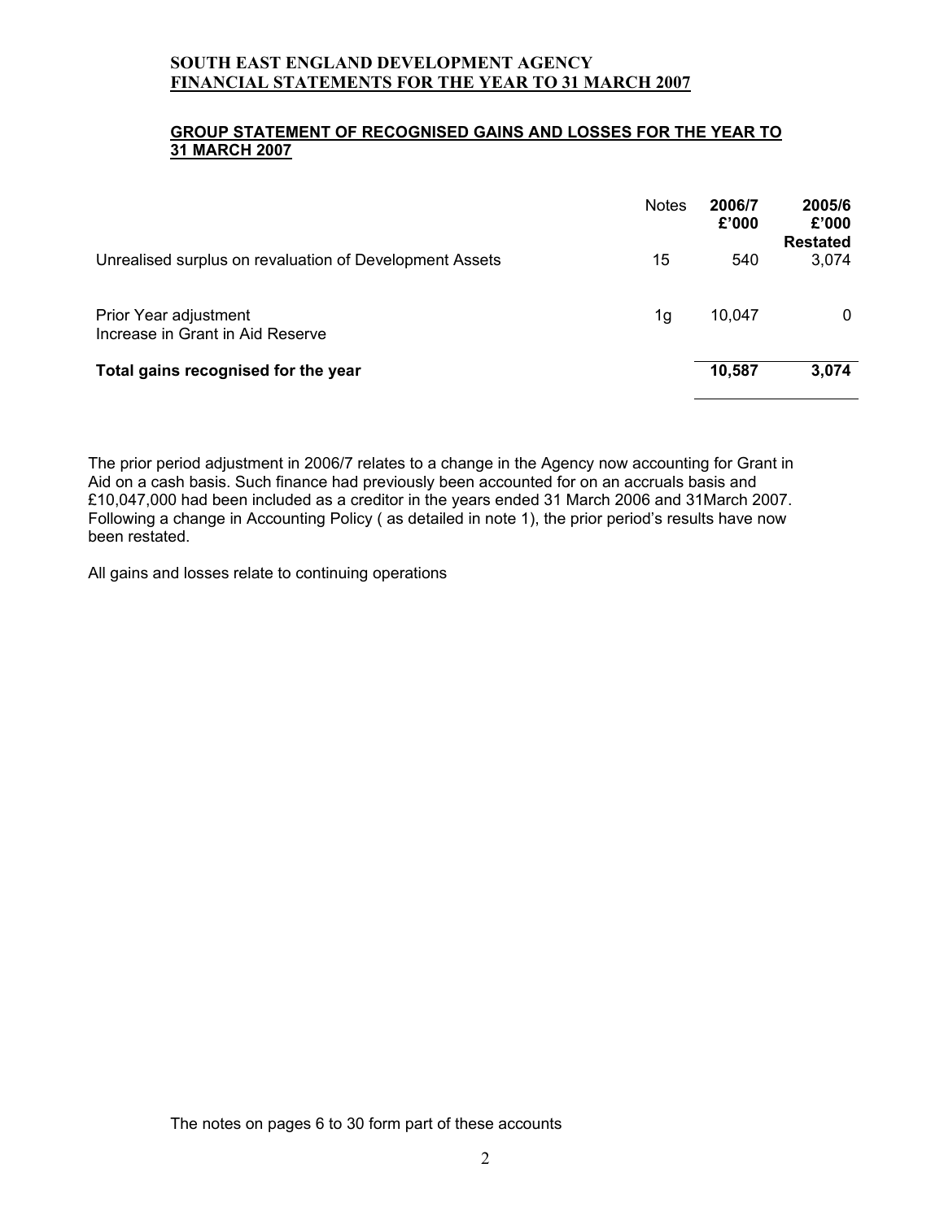**SOUTH EAST ENGLAND DEVELOPMENT AGENCY**
**FINANCIAL STATEMENTS FOR THE YEAR TO 31 MARCH 2007**

## GROUP STATEMENT OF RECOGNISED GAINS AND LOSSES FOR THE YEAR TO 31 MARCH 2007

| | Notes | 2006/7 £'000 | 2005/6 £'000 Restated |
|---|---|---|---|
| Unrealised surplus on revaluation of Development Assets | 15 | 540 | 3,074 |
| Prior Year adjustment<br>Increase in Grant in Aid Reserve | 1g | 10,047 | 0 |
| **Total gains recognised for the year** | | **10,587** | **3,074** |

The prior period adjustment in 2006/7 relates to a change in the Agency now accounting for Grant in Aid on a cash basis. Such finance had previously been accounted for on an accruals basis and £10,047,000 had been included as a creditor in the years ended 31 March 2006 and 31March 2007. Following a change in Accounting Policy ( as detailed in note 1), the prior period's results have now been restated.

All gains and losses relate to continuing operations

The notes on pages 6 to 30 form part of these accounts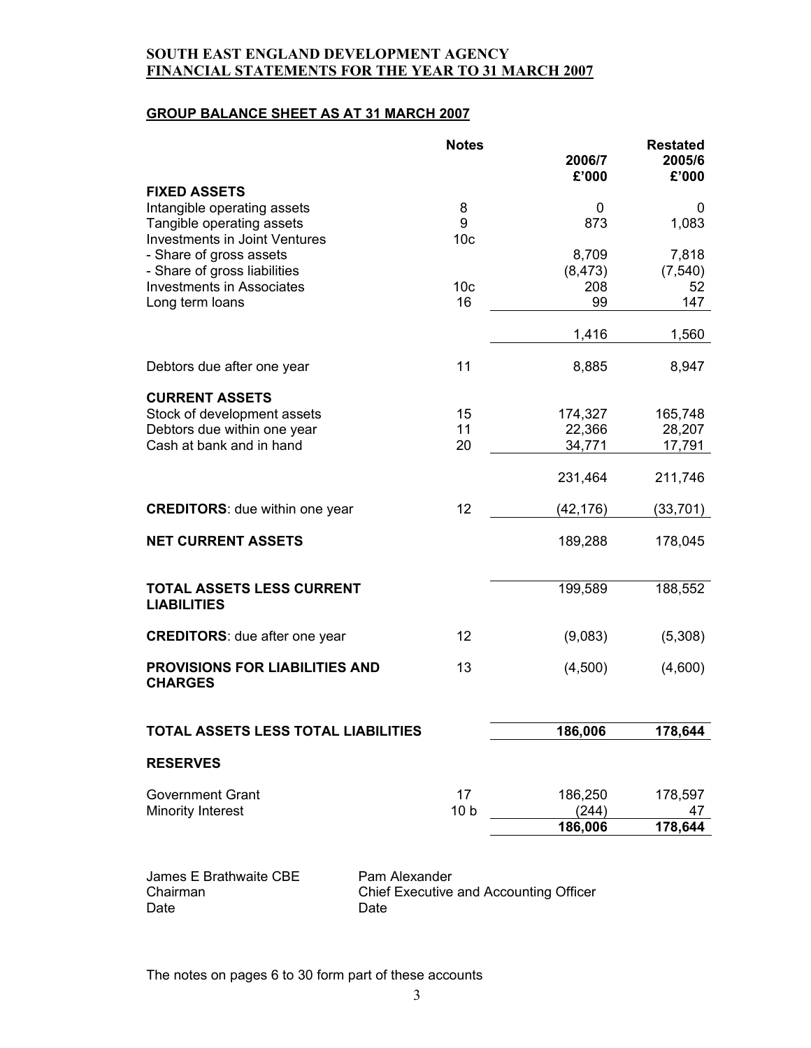**SOUTH EAST ENGLAND DEVELOPMENT AGENCY**
**FINANCIAL STATEMENTS FOR THE YEAR TO 31 MARCH 2007**

## GROUP BALANCE SHEET AS AT 31 MARCH 2007

| | Notes | 2006/7 £'000 | Restated 2005/6 £'000 |
|---|---|---|---|
| **FIXED ASSETS** | | | |
| Intangible operating assets | 8 | 0 | 0 |
| Tangible operating assets | 9 | 873 | 1,083 |
| Investments in Joint Ventures | 10c | | |
| - Share of gross assets | | 8,709 | 7,818 |
| - Share of gross liabilities | | (8,473) | (7,540) |
| Investments in Associates | 10c | 208 | 52 |
| Long term loans | 16 | 99 | 147 |
| | | 1,416 | 1,560 |
| Debtors due after one year | 11 | 8,885 | 8,947 |
| **CURRENT ASSETS** | | | |
| Stock of development assets | 15 | 174,327 | 165,748 |
| Debtors due within one year | 11 | 22,366 | 28,207 |
| Cash at bank and in hand | 20 | 34,771 | 17,791 |
| | | 231,464 | 211,746 |
| **CREDITORS**: due within one year | 12 | (42,176) | (33,701) |
| **NET CURRENT ASSETS** | | 189,288 | 178,045 |
| **TOTAL ASSETS LESS CURRENT LIABILITIES** | | 199,589 | 188,552 |
| **CREDITORS**: due after one year | 12 | (9,083) | (5,308) |
| **PROVISIONS FOR LIABILITIES AND CHARGES** | 13 | (4,500) | (4,600) |
| **TOTAL ASSETS LESS TOTAL LIABILITIES** | | **186,006** | **178,644** |
| **RESERVES** | | | |
| Government Grant | 17 | 186,250 | 178,597 |
| Minority Interest | 10 b | (244) | 47 |
| | | **186,006** | **178,644** |

James E Brathwaite CBE
Chairman
Date

Pam Alexander
Chief Executive and Accounting Officer
Date

The notes on pages 6 to 30 form part of these accounts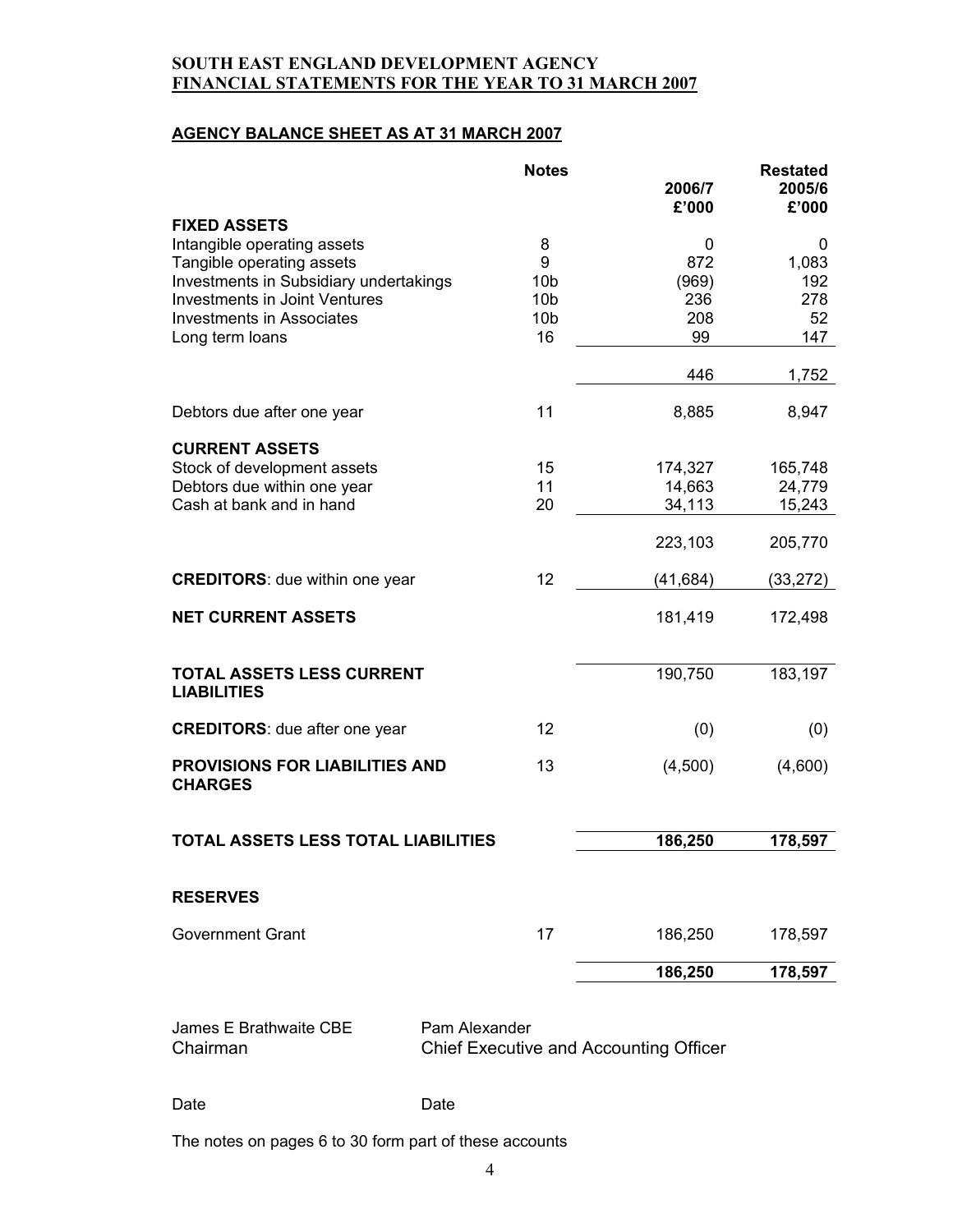**SOUTH EAST ENGLAND DEVELOPMENT AGENCY**
**FINANCIAL STATEMENTS FOR THE YEAR TO 31 MARCH 2007**

## AGENCY BALANCE SHEET AS AT 31 MARCH 2007

| | Notes | 2006/7 £'000 | Restated 2005/6 £'000 |
|---|---|---|---|
| **FIXED ASSETS** | | | |
| Intangible operating assets | 8 | 0 | 0 |
| Tangible operating assets | 9 | 872 | 1,083 |
| Investments in Subsidiary undertakings | 10b | (969) | 192 |
| Investments in Joint Ventures | 10b | 236 | 278 |
| Investments in Associates | 10b | 208 | 52 |
| Long term loans | 16 | 99 | 147 |
| | | 446 | 1,752 |
| Debtors due after one year | 11 | 8,885 | 8,947 |
| **CURRENT ASSETS** | | | |
| Stock of development assets | 15 | 174,327 | 165,748 |
| Debtors due within one year | 11 | 14,663 | 24,779 |
| Cash at bank and in hand | 20 | 34,113 | 15,243 |
| | | 223,103 | 205,770 |
| **CREDITORS**: due within one year | 12 | (41,684) | (33,272) |
| **NET CURRENT ASSETS** | | 181,419 | 172,498 |
| **TOTAL ASSETS LESS CURRENT LIABILITIES** | | 190,750 | 183,197 |
| **CREDITORS**: due after one year | 12 | (0) | (0) |
| **PROVISIONS FOR LIABILITIES AND CHARGES** | 13 | (4,500) | (4,600) |
| **TOTAL ASSETS LESS TOTAL LIABILITIES** | | **186,250** | **178,597** |
| **RESERVES** | | | |
| Government Grant | 17 | 186,250 | 178,597 |
| | | **186,250** | **178,597** |

James E Brathwaite CBE
Chairman

Pam Alexander
Chief Executive and Accounting Officer

Date

Date

The notes on pages 6 to 30 form part of these accounts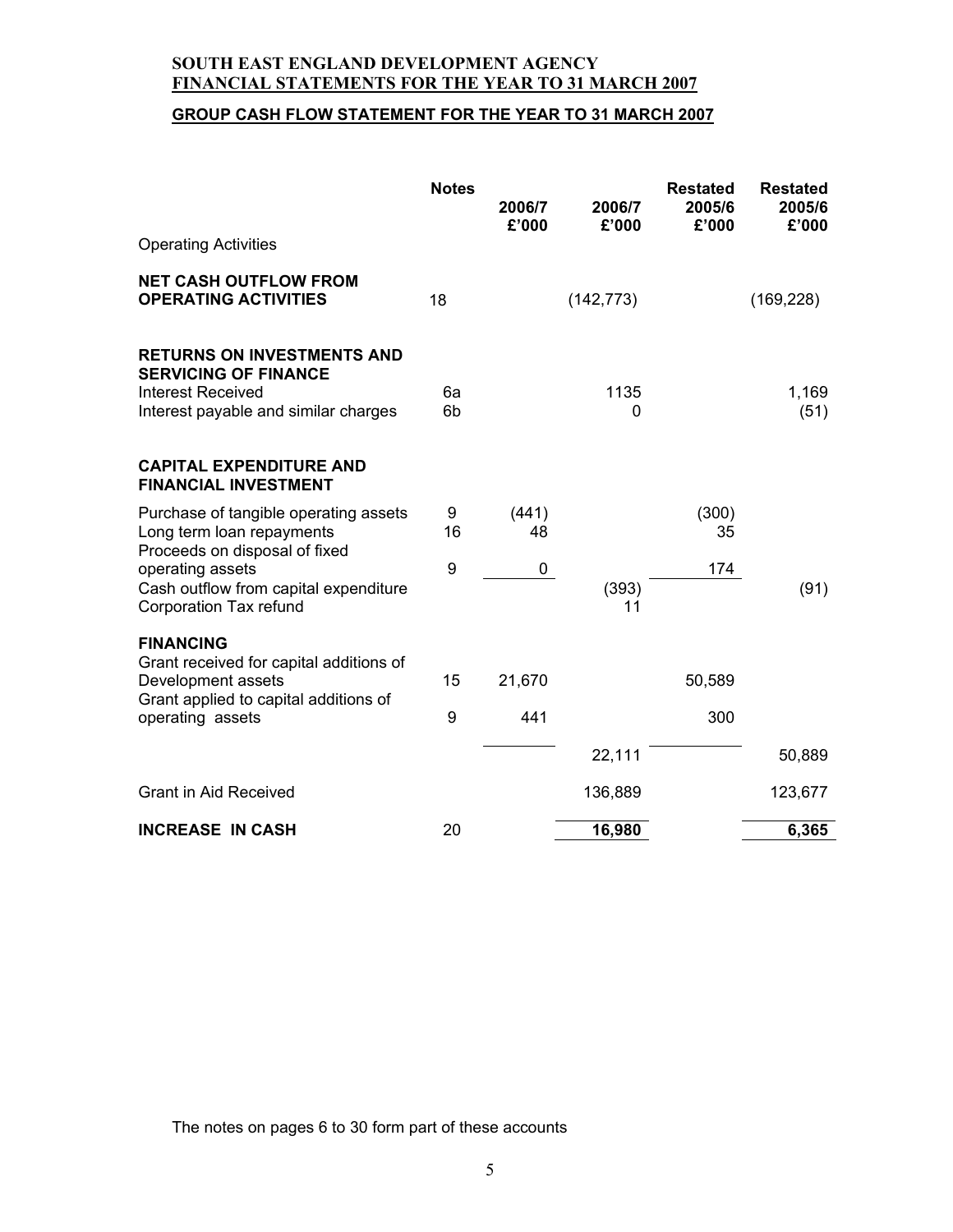# SOUTH EAST ENGLAND DEVELOPMENT AGENCY
## FINANCIAL STATEMENTS FOR THE YEAR TO 31 MARCH 2007

### GROUP CASH FLOW STATEMENT FOR THE YEAR TO 31 MARCH 2007

| | Notes | 2006/7 £'000 | 2006/7 £'000 | Restated 2005/6 £'000 | Restated 2005/6 £'000 |
|---|---|---|---|---|---|
| Operating Activities | | | | | |
| **NET CASH OUTFLOW FROM OPERATING ACTIVITIES** | 18 | | (142,773) | | (169,228) |
| **RETURNS ON INVESTMENTS AND SERVICING OF FINANCE** | | | | | |
| Interest Received | 6a | | 1135 | | 1,169 |
| Interest payable and similar charges | 6b | | 0 | | (51) |
| **CAPITAL EXPENDITURE AND FINANCIAL INVESTMENT** | | | | | |
| Purchase of tangible operating assets | 9 | (441) | | (300) | |
| Long term loan repayments | 16 | 48 | | 35 | |
| Proceeds on disposal of fixed operating assets | 9 | 0 | | 174 | |
| Cash outflow from capital expenditure | | | (393) | | (91) |
| Corporation Tax refund | | | 11 | | |
| **FINANCING** | | | | | |
| Grant received for capital additions of Development assets | 15 | 21,670 | | 50,589 | |
| Grant applied to capital additions of operating assets | 9 | 441 | | 300 | |
| | | | 22,111 | | 50,889 |
| Grant in Aid Received | | | 136,889 | | 123,677 |
| **INCREASE IN CASH** | 20 | | **16,980** | | **6,365** |

The notes on pages 6 to 30 form part of these accounts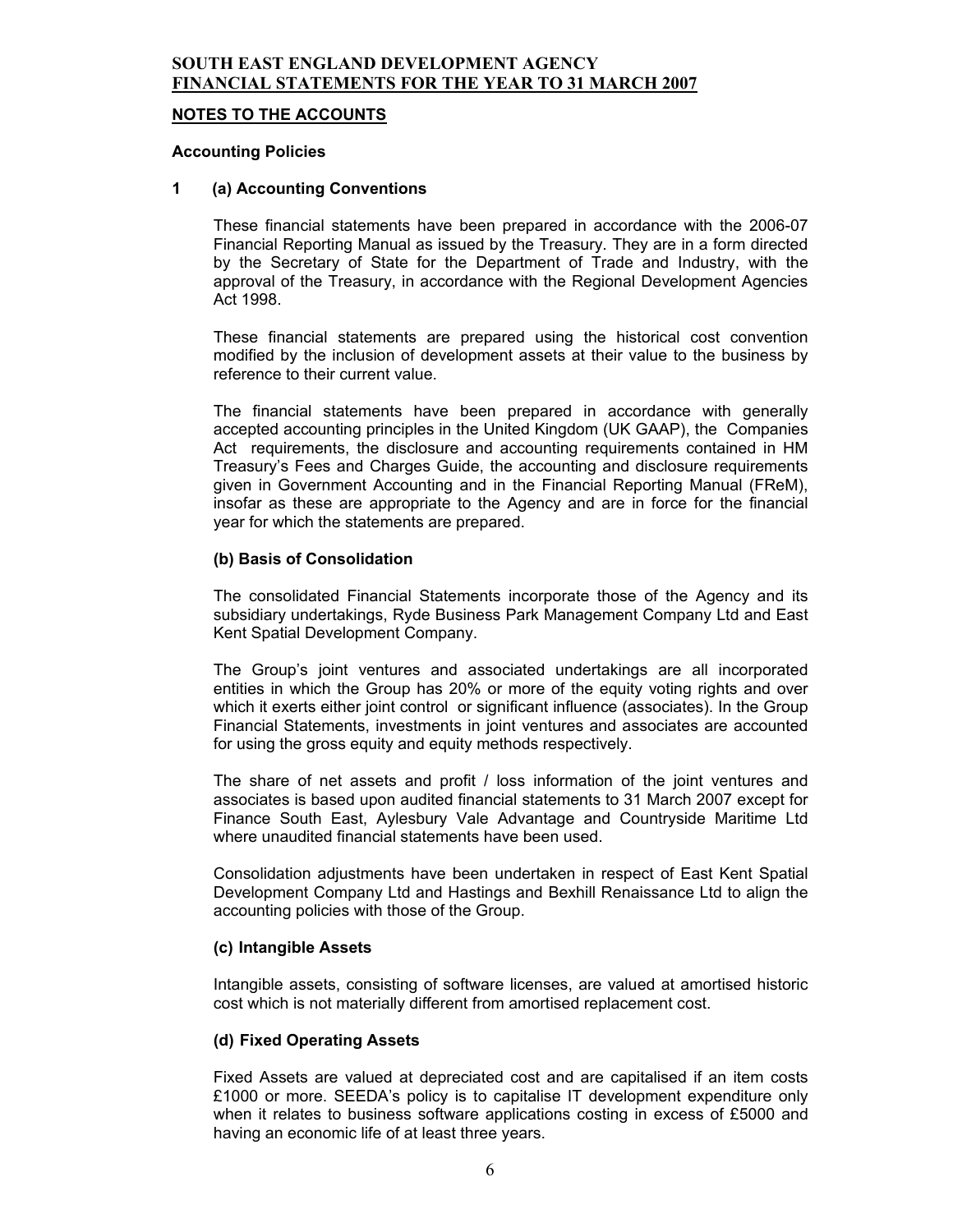# SOUTH EAST ENGLAND DEVELOPMENT AGENCY
## FINANCIAL STATEMENTS FOR THE YEAR TO 31 MARCH 2007

## NOTES TO THE ACCOUNTS

### Accounting Policies

### 1 (a) Accounting Conventions

These financial statements have been prepared in accordance with the 2006-07 Financial Reporting Manual as issued by the Treasury. They are in a form directed by the Secretary of State for the Department of Trade and Industry, with the approval of the Treasury, in accordance with the Regional Development Agencies Act 1998.

These financial statements are prepared using the historical cost convention modified by the inclusion of development assets at their value to the business by reference to their current value.

The financial statements have been prepared in accordance with generally accepted accounting principles in the United Kingdom (UK GAAP), the Companies Act requirements, the disclosure and accounting requirements contained in HM Treasury's Fees and Charges Guide, the accounting and disclosure requirements given in Government Accounting and in the Financial Reporting Manual (FReM), insofar as these are appropriate to the Agency and are in force for the financial year for which the statements are prepared.

### (b) Basis of Consolidation

The consolidated Financial Statements incorporate those of the Agency and its subsidiary undertakings, Ryde Business Park Management Company Ltd and East Kent Spatial Development Company.

The Group's joint ventures and associated undertakings are all incorporated entities in which the Group has 20% or more of the equity voting rights and over which it exerts either joint control or significant influence (associates). In the Group Financial Statements, investments in joint ventures and associates are accounted for using the gross equity and equity methods respectively.

The share of net assets and profit / loss information of the joint ventures and associates is based upon audited financial statements to 31 March 2007 except for Finance South East, Aylesbury Vale Advantage and Countryside Maritime Ltd where unaudited financial statements have been used.

Consolidation adjustments have been undertaken in respect of East Kent Spatial Development Company Ltd and Hastings and Bexhill Renaissance Ltd to align the accounting policies with those of the Group.

### (c) Intangible Assets

Intangible assets, consisting of software licenses, are valued at amortised historic cost which is not materially different from amortised replacement cost.

### (d) Fixed Operating Assets

Fixed Assets are valued at depreciated cost and are capitalised if an item costs £1000 or more. SEEDA's policy is to capitalise IT development expenditure only when it relates to business software applications costing in excess of £5000 and having an economic life of at least three years.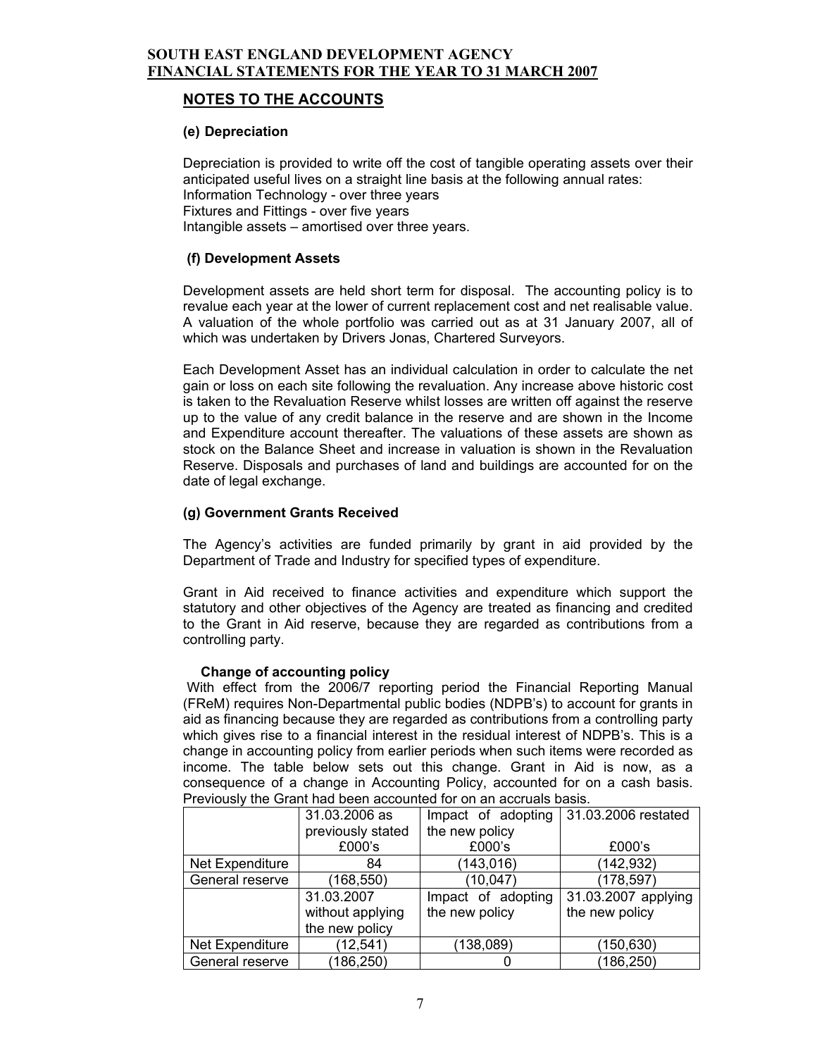## NOTES TO THE ACCOUNTS

### (e) Depreciation

Depreciation is provided to write off the cost of tangible operating assets over their anticipated useful lives on a straight line basis at the following annual rates:
Information Technology - over three years
Fixtures and Fittings - over five years
Intangible assets – amortised over three years.

### (f) Development Assets

Development assets are held short term for disposal. The accounting policy is to revalue each year at the lower of current replacement cost and net realisable value. A valuation of the whole portfolio was carried out as at 31 January 2007, all of which was undertaken by Drivers Jonas, Chartered Surveyors.

Each Development Asset has an individual calculation in order to calculate the net gain or loss on each site following the revaluation. Any increase above historic cost is taken to the Revaluation Reserve whilst losses are written off against the reserve up to the value of any credit balance in the reserve and are shown in the Income and Expenditure account thereafter. The valuations of these assets are shown as stock on the Balance Sheet and increase in valuation is shown in the Revaluation Reserve. Disposals and purchases of land and buildings are accounted for on the date of legal exchange.

### (g) Government Grants Received

The Agency's activities are funded primarily by grant in aid provided by the Department of Trade and Industry for specified types of expenditure.

Grant in Aid received to finance activities and expenditure which support the statutory and other objectives of the Agency are treated as financing and credited to the Grant in Aid reserve, because they are regarded as contributions from a controlling party.

**Change of accounting policy**

With effect from the 2006/7 reporting period the Financial Reporting Manual (FReM) requires Non-Departmental public bodies (NDPB's) to account for grants in aid as financing because they are regarded as contributions from a controlling party which gives rise to a financial interest in the residual interest of NDPB's. This is a change in accounting policy from earlier periods when such items were recorded as income. The table below sets out this change. Grant in Aid is now, as a consequence of a change in Accounting Policy, accounted for on a cash basis. Previously the Grant had been accounted for on an accruals basis.

| | 31.03.2006 as previously stated £000's | Impact of adopting the new policy £000's | 31.03.2006 restated £000's |
|---|---|---|---|
| Net Expenditure | 84 | (143,016) | (142,932) |
| General reserve | (168,550) | (10,047) | (178,597) |
| | 31.03.2007 without applying the new policy | Impact of adopting the new policy | 31.03.2007 applying the new policy |
| Net Expenditure | (12,541) | (138,089) | (150,630) |
| General reserve | (186,250) | 0 | (186,250) |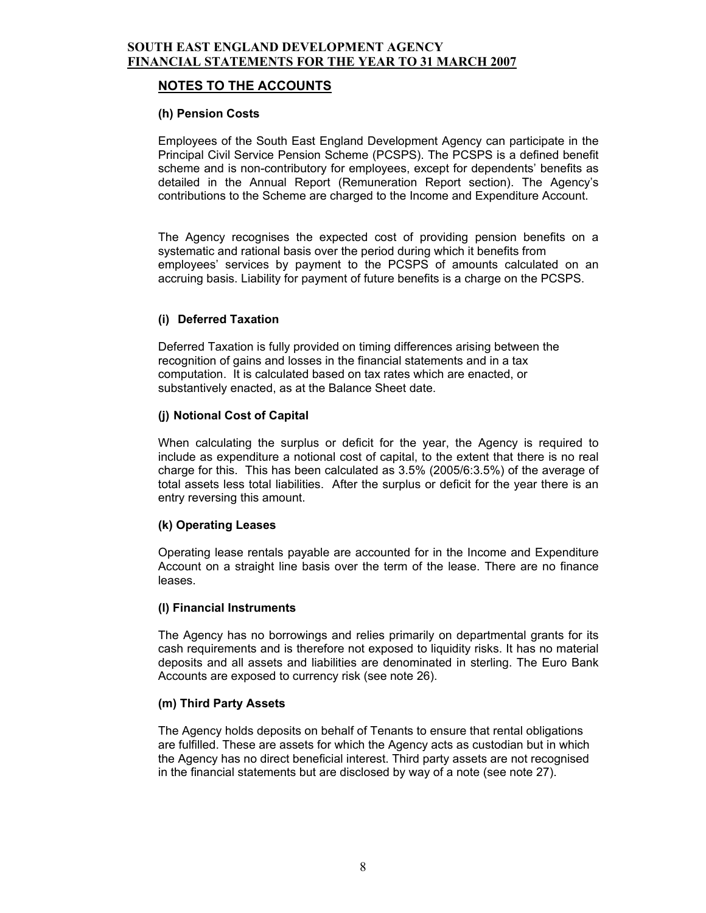## NOTES TO THE ACCOUNTS

### (h) Pension Costs

Employees of the South East England Development Agency can participate in the Principal Civil Service Pension Scheme (PCSPS). The PCSPS is a defined benefit scheme and is non-contributory for employees, except for dependents' benefits as detailed in the Annual Report (Remuneration Report section). The Agency's contributions to the Scheme are charged to the Income and Expenditure Account.

The Agency recognises the expected cost of providing pension benefits on a systematic and rational basis over the period during which it benefits from employees' services by payment to the PCSPS of amounts calculated on an accruing basis. Liability for payment of future benefits is a charge on the PCSPS.

### (i) Deferred Taxation

Deferred Taxation is fully provided on timing differences arising between the recognition of gains and losses in the financial statements and in a tax computation. It is calculated based on tax rates which are enacted, or substantively enacted, as at the Balance Sheet date.

### (j) Notional Cost of Capital

When calculating the surplus or deficit for the year, the Agency is required to include as expenditure a notional cost of capital, to the extent that there is no real charge for this. This has been calculated as 3.5% (2005/6:3.5%) of the average of total assets less total liabilities. After the surplus or deficit for the year there is an entry reversing this amount.

### (k) Operating Leases

Operating lease rentals payable are accounted for in the Income and Expenditure Account on a straight line basis over the term of the lease. There are no finance leases.

### (l) Financial Instruments

The Agency has no borrowings and relies primarily on departmental grants for its cash requirements and is therefore not exposed to liquidity risks. It has no material deposits and all assets and liabilities are denominated in sterling. The Euro Bank Accounts are exposed to currency risk (see note 26).

### (m) Third Party Assets

The Agency holds deposits on behalf of Tenants to ensure that rental obligations are fulfilled. These are assets for which the Agency acts as custodian but in which the Agency has no direct beneficial interest. Third party assets are not recognised in the financial statements but are disclosed by way of a note (see note 27).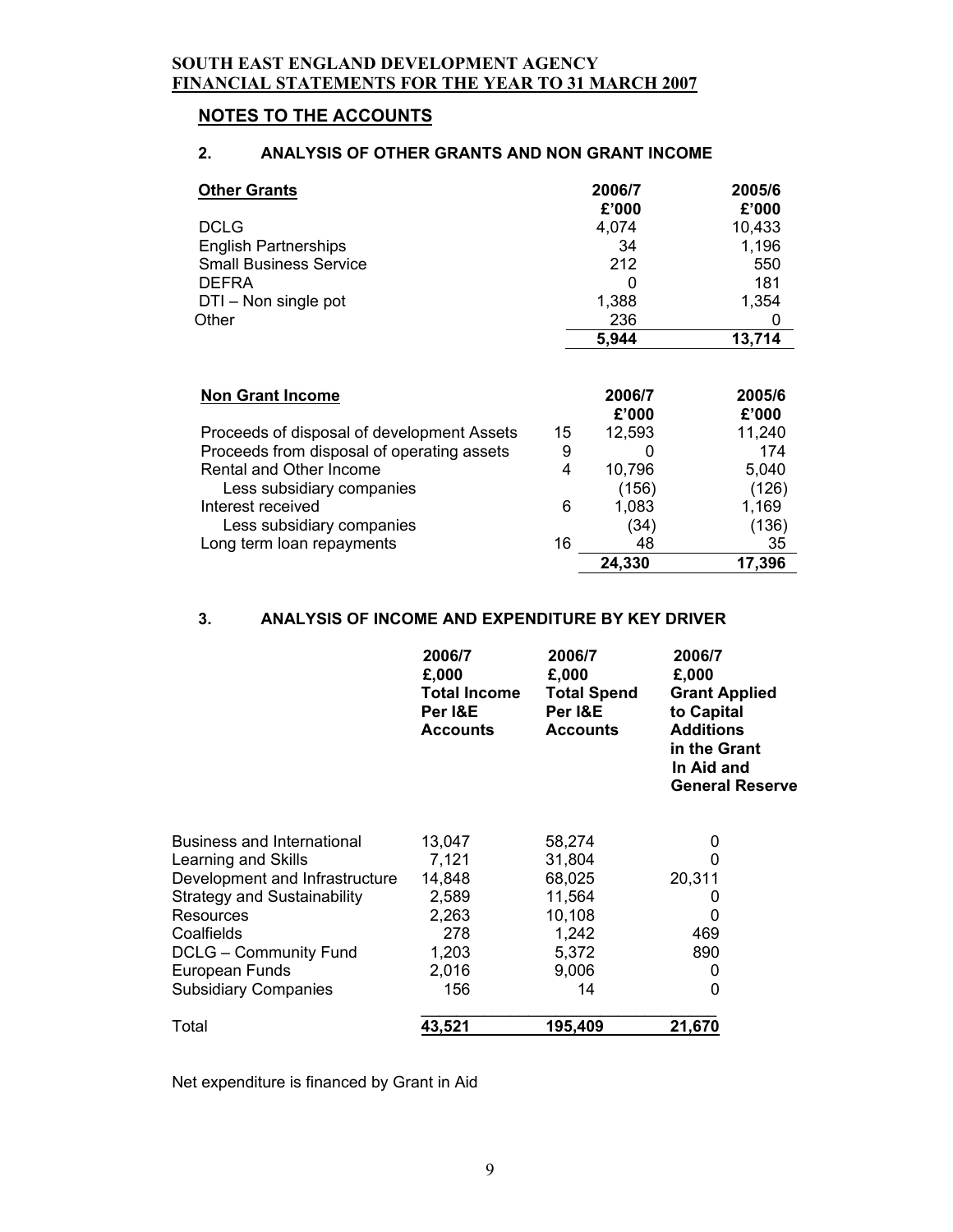**SOUTH EAST ENGLAND DEVELOPMENT AGENCY**
**FINANCIAL STATEMENTS FOR THE YEAR TO 31 MARCH 2007**

## NOTES TO THE ACCOUNTS

### 2. ANALYSIS OF OTHER GRANTS AND NON GRANT INCOME

| **Other Grants** | **2006/7 £'000** | **2005/6 £'000** |
|---|---|---|
| DCLG | 4,074 | 10,433 |
| English Partnerships | 34 | 1,196 |
| Small Business Service | 212 | 550 |
| DEFRA | 0 | 181 |
| DTI – Non single pot | 1,388 | 1,354 |
| Other | 236 | 0 |
| | **5,944** | **13,714** |

| **Non Grant Income** | | **2006/7 £'000** | **2005/6 £'000** |
|---|---|---|---|
| Proceeds of disposal of development Assets | 15 | 12,593 | 11,240 |
| Proceeds from disposal of operating assets | 9 | 0 | 174 |
| Rental and Other Income | 4 | 10,796 | 5,040 |
| Less subsidiary companies | | (156) | (126) |
| Interest received | 6 | 1,083 | 1,169 |
| Less subsidiary companies | | (34) | (136) |
| Long term loan repayments | 16 | 48 | 35 |
| | | **24,330** | **17,396** |

### 3. ANALYSIS OF INCOME AND EXPENDITURE BY KEY DRIVER

| | **2006/7 £,000 Total Income Per I&E Accounts** | **2006/7 £,000 Total Spend Per I&E Accounts** | **2006/7 £,000 Grant Applied to Capital Additions in the Grant In Aid and General Reserve** |
|---|---|---|---|
| Business and International | 13,047 | 58,274 | 0 |
| Learning and Skills | 7,121 | 31,804 | 0 |
| Development and Infrastructure | 14,848 | 68,025 | 20,311 |
| Strategy and Sustainability | 2,589 | 11,564 | 0 |
| Resources | 2,263 | 10,108 | 0 |
| Coalfields | 278 | 1,242 | 469 |
| DCLG – Community Fund | 1,203 | 5,372 | 890 |
| European Funds | 2,016 | 9,006 | 0 |
| Subsidiary Companies | 156 | 14 | 0 |
| Total | **43,521** | **195,409** | **21,670** |

Net expenditure is financed by Grant in Aid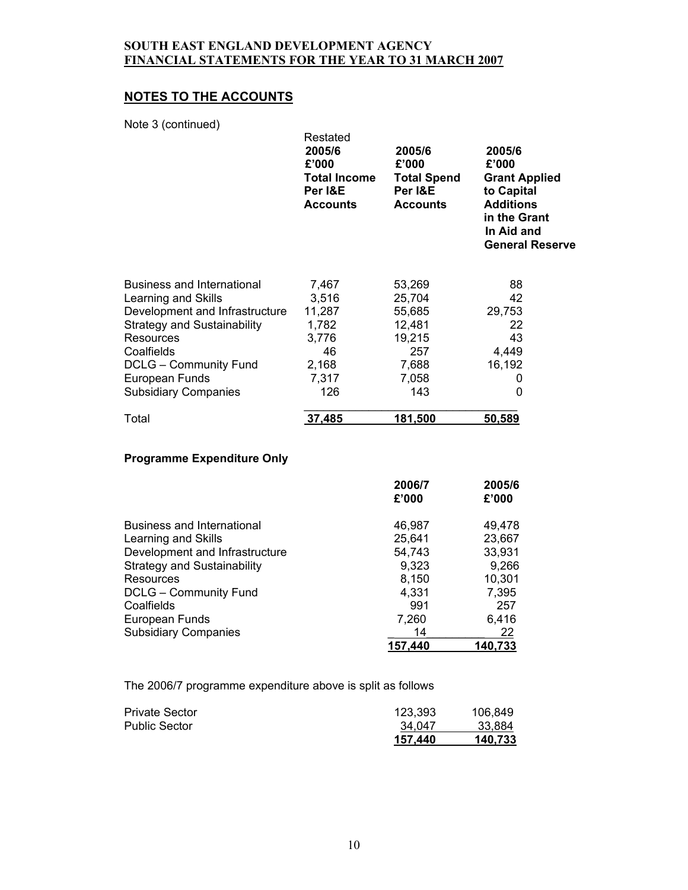**SOUTH EAST ENGLAND DEVELOPMENT AGENCY**
**FINANCIAL STATEMENTS FOR THE YEAR TO 31 MARCH 2007**

## NOTES TO THE ACCOUNTS

Note 3 (continued)

| | Restated 2005/6 £'000 Total Income Per I&E Accounts | 2005/6 £'000 Total Spend Per I&E Accounts | 2005/6 £'000 Grant Applied to Capital Additions in the Grant In Aid and General Reserve |
|---|---|---|---|
| Business and International | 7,467 | 53,269 | 88 |
| Learning and Skills | 3,516 | 25,704 | 42 |
| Development and Infrastructure | 11,287 | 55,685 | 29,753 |
| Strategy and Sustainability | 1,782 | 12,481 | 22 |
| Resources | 3,776 | 19,215 | 43 |
| Coalfields | 46 | 257 | 4,449 |
| DCLG – Community Fund | 2,168 | 7,688 | 16,192 |
| European Funds | 7,317 | 7,058 | 0 |
| Subsidiary Companies | 126 | 143 | 0 |
| Total | **37,485** | **181,500** | **50,589** |

**Programme Expenditure Only**

| | 2006/7 £'000 | 2005/6 £'000 |
|---|---|---|
| Business and International | 46,987 | 49,478 |
| Learning and Skills | 25,641 | 23,667 |
| Development and Infrastructure | 54,743 | 33,931 |
| Strategy and Sustainability | 9,323 | 9,266 |
| Resources | 8,150 | 10,301 |
| DCLG – Community Fund | 4,331 | 7,395 |
| Coalfields | 991 | 257 |
| European Funds | 7,260 | 6,416 |
| Subsidiary Companies | 14 | 22 |
| | **157,440** | **140,733** |

The 2006/7 programme expenditure above is split as follows

| | | |
|---|---|---|
| Private Sector | 123,393 | 106,849 |
| Public Sector | 34,047 | 33,884 |
| | **157,440** | **140,733** |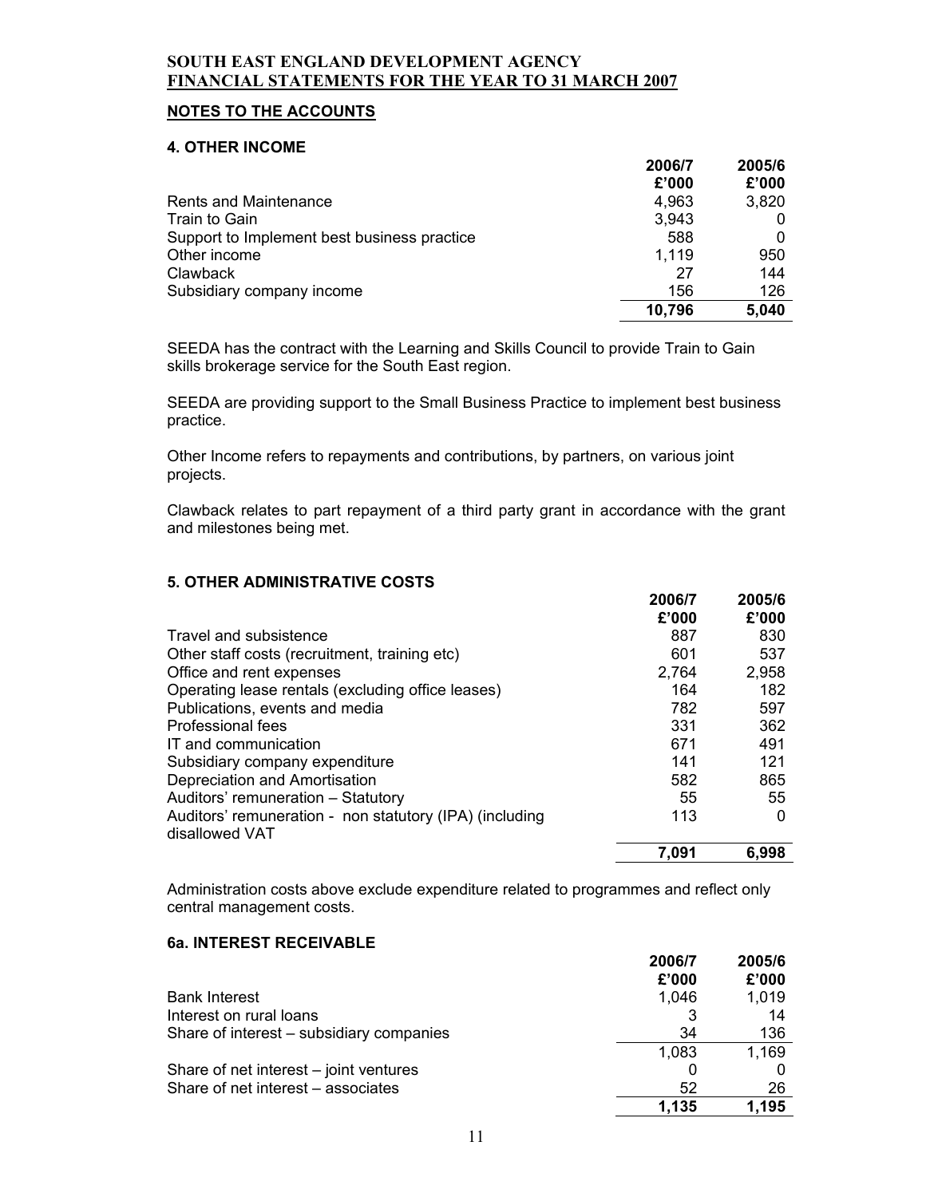**SOUTH EAST ENGLAND DEVELOPMENT AGENCY**
**FINANCIAL STATEMENTS FOR THE YEAR TO 31 MARCH 2007**

## NOTES TO THE ACCOUNTS

### 4. OTHER INCOME

| | 2006/7 £'000 | 2005/6 £'000 |
|---|---|---|
| Rents and Maintenance | 4,963 | 3,820 |
| Train to Gain | 3,943 | 0 |
| Support to Implement best business practice | 588 | 0 |
| Other income | 1,119 | 950 |
| Clawback | 27 | 144 |
| Subsidiary company income | 156 | 126 |
| | **10,796** | **5,040** |

SEEDA has the contract with the Learning and Skills Council to provide Train to Gain skills brokerage service for the South East region.

SEEDA are providing support to the Small Business Practice to implement best business practice.

Other Income refers to repayments and contributions, by partners, on various joint projects.

Clawback relates to part repayment of a third party grant in accordance with the grant and milestones being met.

### 5. OTHER ADMINISTRATIVE COSTS

| | 2006/7 £'000 | 2005/6 £'000 |
|---|---|---|
| Travel and subsistence | 887 | 830 |
| Other staff costs (recruitment, training etc) | 601 | 537 |
| Office and rent expenses | 2,764 | 2,958 |
| Operating lease rentals (excluding office leases) | 164 | 182 |
| Publications, events and media | 782 | 597 |
| Professional fees | 331 | 362 |
| IT and communication | 671 | 491 |
| Subsidiary company expenditure | 141 | 121 |
| Depreciation and Amortisation | 582 | 865 |
| Auditors' remuneration – Statutory | 55 | 55 |
| Auditors' remuneration - non statutory (IPA) (including disallowed VAT | 113 | 0 |
| | **7,091** | **6,998** |

Administration costs above exclude expenditure related to programmes and reflect only central management costs.

### 6a. INTEREST RECEIVABLE

| | 2006/7 £'000 | 2005/6 £'000 |
|---|---|---|
| Bank Interest | 1,046 | 1,019 |
| Interest on rural loans | 3 | 14 |
| Share of interest – subsidiary companies | 34 | 136 |
| | 1,083 | 1,169 |
| Share of net interest – joint ventures | 0 | 0 |
| Share of net interest – associates | 52 | 26 |
| | **1,135** | **1,195** |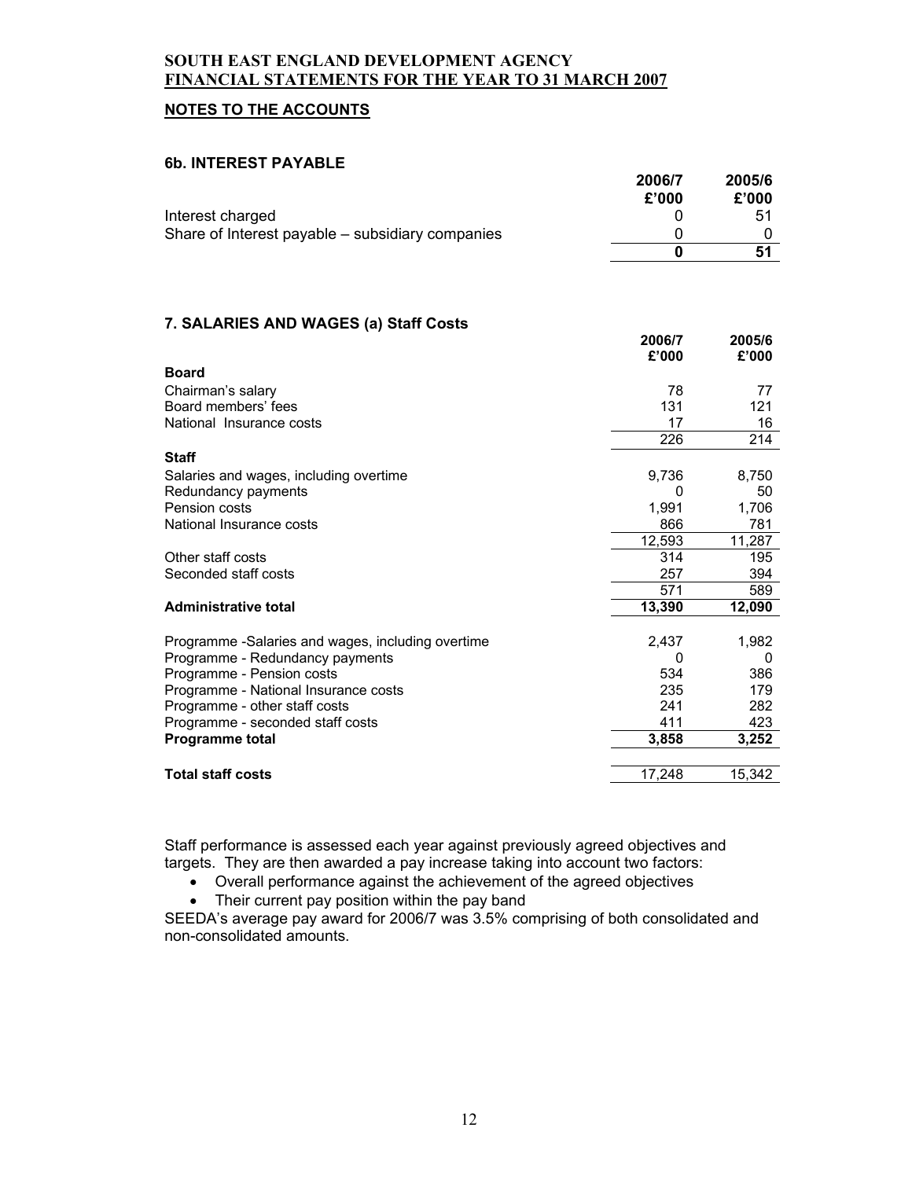# SOUTH EAST ENGLAND DEVELOPMENT AGENCY
## FINANCIAL STATEMENTS FOR THE YEAR TO 31 MARCH 2007

## NOTES TO THE ACCOUNTS

### 6b. INTEREST PAYABLE

| | 2006/7 £'000 | 2005/6 £'000 |
|---|---|---|
| Interest charged | 0 | 51 |
| Share of Interest payable – subsidiary companies | 0 | 0 |
| | **0** | **51** |

### 7. SALARIES AND WAGES (a) Staff Costs

| | 2006/7 £'000 | 2005/6 £'000 |
|---|---|---|
| **Board** | | |
| Chairman's salary | 78 | 77 |
| Board members' fees | 131 | 121 |
| National Insurance costs | 17 | 16 |
| | 226 | 214 |
| **Staff** | | |
| Salaries and wages, including overtime | 9,736 | 8,750 |
| Redundancy payments | 0 | 50 |
| Pension costs | 1,991 | 1,706 |
| National Insurance costs | 866 | 781 |
| | 12,593 | 11,287 |
| Other staff costs | 314 | 195 |
| Seconded staff costs | 257 | 394 |
| | 571 | 589 |
| **Administrative total** | **13,390** | **12,090** |
| Programme -Salaries and wages, including overtime | 2,437 | 1,982 |
| Programme - Redundancy payments | 0 | 0 |
| Programme - Pension costs | 534 | 386 |
| Programme - National Insurance costs | 235 | 179 |
| Programme - other staff costs | 241 | 282 |
| Programme - seconded staff costs | 411 | 423 |
| **Programme total** | **3,858** | **3,252** |
| **Total staff costs** | 17,248 | 15,342 |

Staff performance is assessed each year against previously agreed objectives and targets. They are then awarded a pay increase taking into account two factors:

- Overall performance against the achievement of the agreed objectives
- Their current pay position within the pay band

SEEDA's average pay award for 2006/7 was 3.5% comprising of both consolidated and non-consolidated amounts.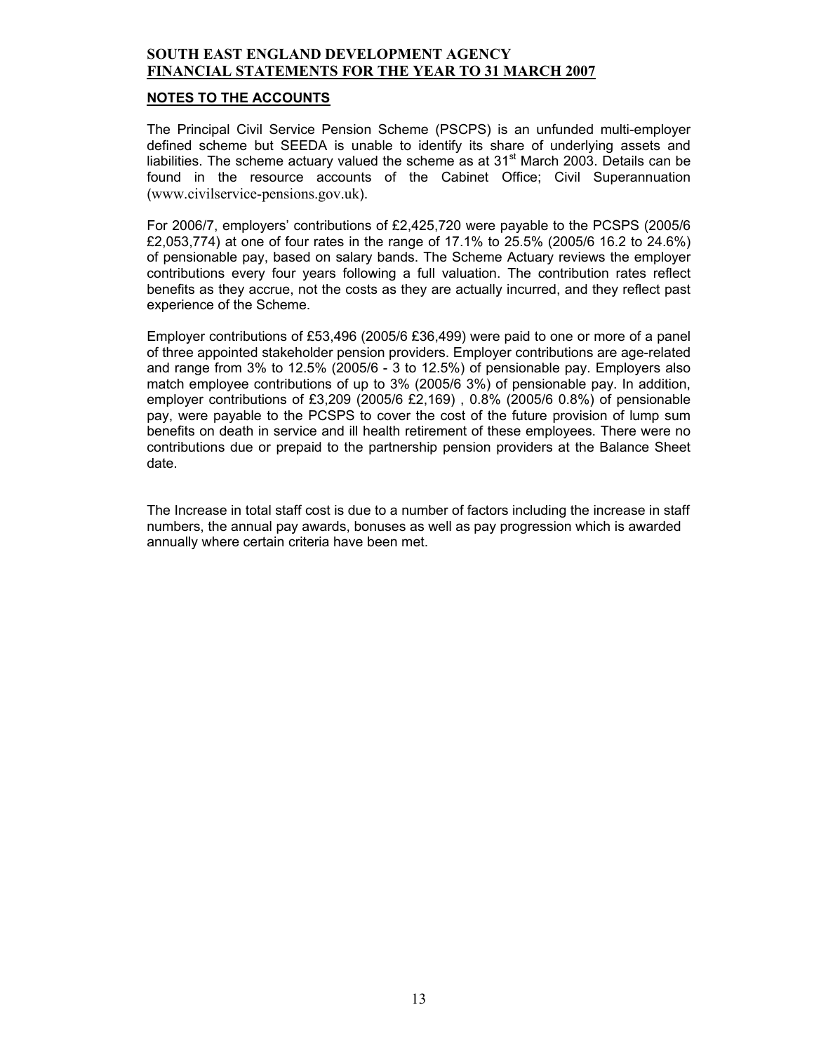## NOTES TO THE ACCOUNTS

The Principal Civil Service Pension Scheme (PSCPS) is an unfunded multi-employer defined scheme but SEEDA is unable to identify its share of underlying assets and liabilities. The scheme actuary valued the scheme as at 31st March 2003. Details can be found in the resource accounts of the Cabinet Office; Civil Superannuation (www.civilservice-pensions.gov.uk).

For 2006/7, employers' contributions of £2,425,720 were payable to the PCSPS (2005/6 £2,053,774) at one of four rates in the range of 17.1% to 25.5% (2005/6 16.2 to 24.6%) of pensionable pay, based on salary bands. The Scheme Actuary reviews the employer contributions every four years following a full valuation. The contribution rates reflect benefits as they accrue, not the costs as they are actually incurred, and they reflect past experience of the Scheme.

Employer contributions of £53,496 (2005/6 £36,499) were paid to one or more of a panel of three appointed stakeholder pension providers. Employer contributions are age-related and range from 3% to 12.5% (2005/6 - 3 to 12.5%) of pensionable pay. Employers also match employee contributions of up to 3% (2005/6 3%) of pensionable pay. In addition, employer contributions of £3,209 (2005/6 £2,169) , 0.8% (2005/6 0.8%) of pensionable pay, were payable to the PCSPS to cover the cost of the future provision of lump sum benefits on death in service and ill health retirement of these employees. There were no contributions due or prepaid to the partnership pension providers at the Balance Sheet date.

The Increase in total staff cost is due to a number of factors including the increase in staff numbers, the annual pay awards, bonuses as well as pay progression which is awarded annually where certain criteria have been met.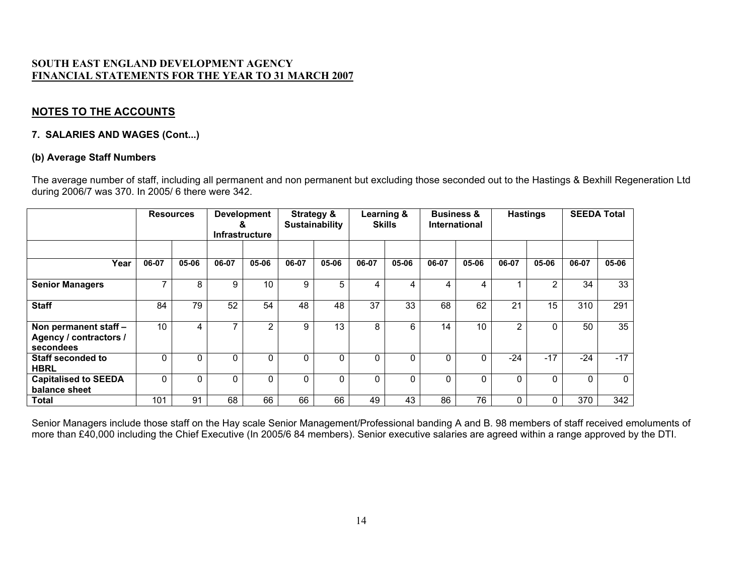**SOUTH EAST ENGLAND DEVELOPMENT AGENCY**
**FINANCIAL STATEMENTS FOR THE YEAR TO 31 MARCH 2007**

## NOTES TO THE ACCOUNTS

### 7. SALARIES AND WAGES (Cont...)

#### (b) Average Staff Numbers

The average number of staff, including all permanent and non permanent but excluding those seconded out to the Hastings & Bexhill Regeneration Ltd during 2006/7 was 370. In 2005/ 6 there were 342.

| | Resources | | Development & Infrastructure | | Strategy & Sustainability | | Learning & Skills | | Business & International | | Hastings | | SEEDA Total | |
|---|---|---|---|---|---|---|---|---|---|---|---|---|---|---|
| **Year** | **06-07** | **05-06** | **06-07** | **05-06** | **06-07** | **05-06** | **06-07** | **05-06** | **06-07** | **05-06** | **06-07** | **05-06** | **06-07** | **05-06** |
| **Senior Managers** | 7 | 8 | 9 | 10 | 9 | 5 | 4 | 4 | 4 | 4 | 1 | 2 | 34 | 33 |
| **Staff** | 84 | 79 | 52 | 54 | 48 | 48 | 37 | 33 | 68 | 62 | 21 | 15 | 310 | 291 |
| **Non permanent staff – Agency / contractors / secondees** | 10 | 4 | 7 | 2 | 9 | 13 | 8 | 6 | 14 | 10 | 2 | 0 | 50 | 35 |
| **Staff seconded to HBRL** | 0 | 0 | 0 | 0 | 0 | 0 | 0 | 0 | 0 | 0 | -24 | -17 | -24 | -17 |
| **Capitalised to SEEDA balance sheet** | 0 | 0 | 0 | 0 | 0 | 0 | 0 | 0 | 0 | 0 | 0 | 0 | 0 | 0 |
| **Total** | 101 | 91 | 68 | 66 | 66 | 66 | 49 | 43 | 86 | 76 | 0 | 0 | 370 | 342 |

Senior Managers include those staff on the Hay scale Senior Management/Professional banding A and B. 98 members of staff received emoluments of more than £40,000 including the Chief Executive (In 2005/6 84 members). Senior executive salaries are agreed within a range approved by the DTI.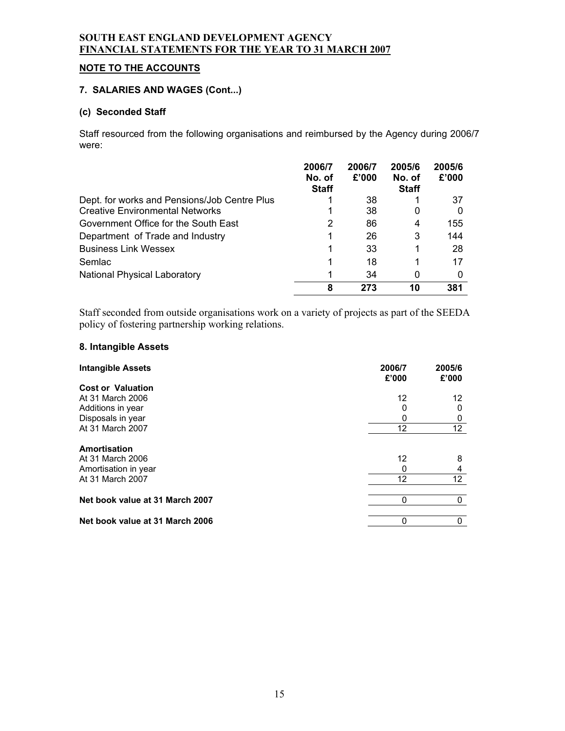**SOUTH EAST ENGLAND DEVELOPMENT AGENCY**
**FINANCIAL STATEMENTS FOR THE YEAR TO 31 MARCH 2007**

## NOTE TO THE ACCOUNTS

### 7. SALARIES AND WAGES (Cont...)

#### (c) Seconded Staff

Staff resourced from the following organisations and reimbursed by the Agency during 2006/7 were:

| | 2006/7 No. of Staff | 2006/7 £'000 | 2005/6 No. of Staff | 2005/6 £'000 |
|---|---|---|---|---|
| Dept. for works and Pensions/Job Centre Plus | 1 | 38 | 1 | 37 |
| Creative Environmental Networks | 1 | 38 | 0 | 0 |
| Government Office for the South East | 2 | 86 | 4 | 155 |
| Department of Trade and Industry | 1 | 26 | 3 | 144 |
| Business Link Wessex | 1 | 33 | 1 | 28 |
| Semlac | 1 | 18 | 1 | 17 |
| National Physical Laboratory | 1 | 34 | 0 | 0 |
| | **8** | **273** | **10** | **381** |

Staff seconded from outside organisations work on a variety of projects as part of the SEEDA policy of fostering partnership working relations.

### 8. Intangible Assets

| **Intangible Assets** | **2006/7 £'000** | **2005/6 £'000** |
|---|---|---|
| **Cost or Valuation** | | |
| At 31 March 2006 | 12 | 12 |
| Additions in year | 0 | 0 |
| Disposals in year | 0 | 0 |
| At 31 March 2007 | 12 | 12 |
| **Amortisation** | | |
| At 31 March 2006 | 12 | 8 |
| Amortisation in year | 0 | 4 |
| At 31 March 2007 | 12 | 12 |
| **Net book value at 31 March 2007** | 0 | 0 |
| **Net book value at 31 March 2006** | 0 | 0 |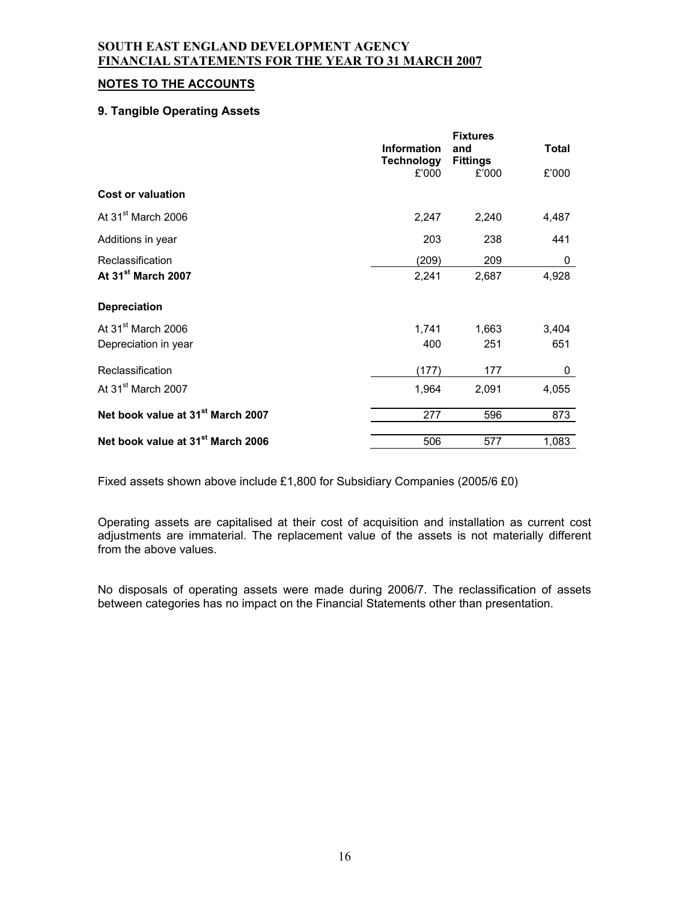## SOUTH EAST ENGLAND DEVELOPMENT AGENCY
## FINANCIAL STATEMENTS FOR THE YEAR TO 31 MARCH 2007

### NOTES TO THE ACCOUNTS

#### 9. Tangible Operating Assets

| | Information Technology | Fixtures and Fittings | Total |
|---|---|---|---|
| | £'000 | £'000 | £'000 |
| **Cost or valuation** | | | |
| At 31st March 2006 | 2,247 | 2,240 | 4,487 |
| Additions in year | 203 | 238 | 441 |
| Reclassification | (209) | 209 | 0 |
| **At 31st March 2007** | 2,241 | 2,687 | 4,928 |
| **Depreciation** | | | |
| At 31st March 2006 | 1,741 | 1,663 | 3,404 |
| Depreciation in year | 400 | 251 | 651 |
| Reclassification | (177) | 177 | 0 |
| At 31st March 2007 | 1,964 | 2,091 | 4,055 |
| **Net book value at 31st March 2007** | 277 | 596 | 873 |
| **Net book value at 31st March 2006** | 506 | 577 | 1,083 |

Fixed assets shown above include £1,800 for Subsidiary Companies (2005/6 £0)

Operating assets are capitalised at their cost of acquisition and installation as current cost adjustments are immaterial. The replacement value of the assets is not materially different from the above values.

No disposals of operating assets were made during 2006/7. The reclassification of assets between categories has no impact on the Financial Statements other than presentation.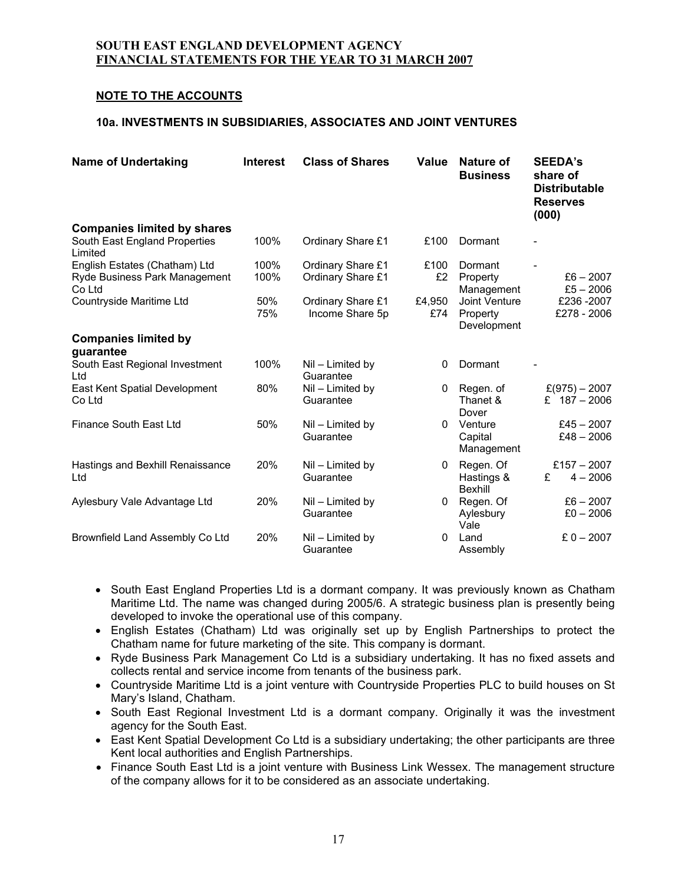**SOUTH EAST ENGLAND DEVELOPMENT AGENCY**
**FINANCIAL STATEMENTS FOR THE YEAR TO 31 MARCH 2007**

## NOTE TO THE ACCOUNTS

### 10a. INVESTMENTS IN SUBSIDIARIES, ASSOCIATES AND JOINT VENTURES

| Name of Undertaking | Interest | Class of Shares | Value | Nature of Business | SEEDA's share of Distributable Reserves (000) |
|---|---|---|---|---|---|
| **Companies limited by shares** | | | | | |
| South East England Properties Limited | 100% | Ordinary Share £1 | £100 | Dormant | - |
| English Estates (Chatham) Ltd | 100% | Ordinary Share £1 | £100 | Dormant | - |
| Ryde Business Park Management Co Ltd | 100% | Ordinary Share £1 | £2 | Property Management | £6 – 2007<br>£5 – 2006 |
| Countryside Maritime Ltd | 50%<br>75% | Ordinary Share £1<br>Income Share 5p | £4,950<br>£74 | Joint Venture Property Development | £236 -2007<br>£278 - 2006 |
| **Companies limited by guarantee** | | | | | |
| South East Regional Investment Ltd | 100% | Nil – Limited by Guarantee | 0 | Dormant | - |
| East Kent Spatial Development Co Ltd | 80% | Nil – Limited by Guarantee | 0 | Regen. of Thanet & Dover | £(975) – 2007<br>£ 187 – 2006 |
| Finance South East Ltd | 50% | Nil – Limited by Guarantee | 0 | Venture Capital Management | £45 – 2007<br>£48 – 2006 |
| Hastings and Bexhill Renaissance Ltd | 20% | Nil – Limited by Guarantee | 0 | Regen. Of Hastings & Bexhill | £157 – 2007<br>£ 4 – 2006 |
| Aylesbury Vale Advantage Ltd | 20% | Nil – Limited by Guarantee | 0 | Regen. Of Aylesbury Vale | £6 – 2007<br>£0 – 2006 |
| Brownfield Land Assembly Co Ltd | 20% | Nil – Limited by Guarantee | 0 | Land Assembly | £ 0 – 2007 |

- South East England Properties Ltd is a dormant company. It was previously known as Chatham Maritime Ltd. The name was changed during 2005/6. A strategic business plan is presently being developed to invoke the operational use of this company.
- English Estates (Chatham) Ltd was originally set up by English Partnerships to protect the Chatham name for future marketing of the site. This company is dormant.
- Ryde Business Park Management Co Ltd is a subsidiary undertaking. It has no fixed assets and collects rental and service income from tenants of the business park.
- Countryside Maritime Ltd is a joint venture with Countryside Properties PLC to build houses on St Mary's Island, Chatham.
- South East Regional Investment Ltd is a dormant company. Originally it was the investment agency for the South East.
- East Kent Spatial Development Co Ltd is a subsidiary undertaking; the other participants are three Kent local authorities and English Partnerships.
- Finance South East Ltd is a joint venture with Business Link Wessex. The management structure of the company allows for it to be considered as an associate undertaking.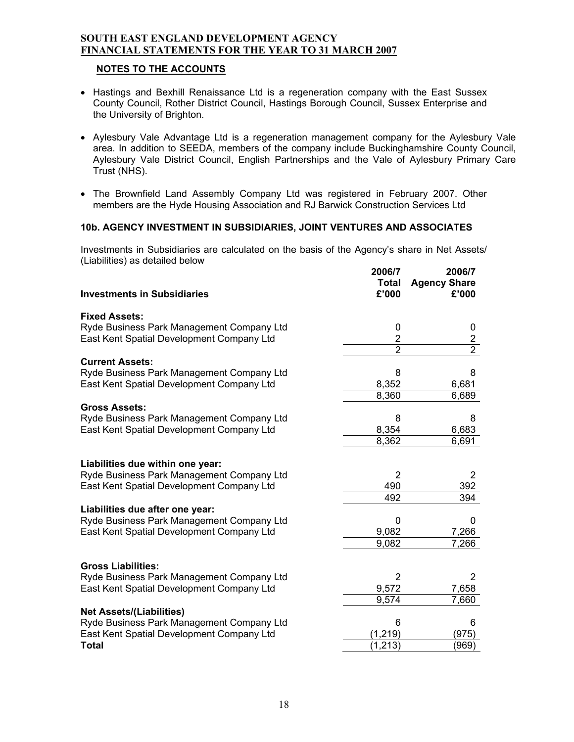## NOTES TO THE ACCOUNTS

- Hastings and Bexhill Renaissance Ltd is a regeneration company with the East Sussex County Council, Rother District Council, Hastings Borough Council, Sussex Enterprise and the University of Brighton.
- Aylesbury Vale Advantage Ltd is a regeneration management company for the Aylesbury Vale area. In addition to SEEDA, members of the company include Buckinghamshire County Council, Aylesbury Vale District Council, English Partnerships and the Vale of Aylesbury Primary Care Trust (NHS).
- The Brownfield Land Assembly Company Ltd was registered in February 2007. Other members are the Hyde Housing Association and RJ Barwick Construction Services Ltd

### 10b. AGENCY INVESTMENT IN SUBSIDIARIES, JOINT VENTURES AND ASSOCIATES

Investments in Subsidiaries are calculated on the basis of the Agency's share in Net Assets/ (Liabilities) as detailed below

| Investments in Subsidiaries | 2006/7 Total £'000 | 2006/7 Agency Share £'000 |
|---|---|---|
| **Fixed Assets:** | | |
| Ryde Business Park Management Company Ltd | 0 | 0 |
| East Kent Spatial Development Company Ltd | 2 | 2 |
| | 2 | 2 |
| **Current Assets:** | | |
| Ryde Business Park Management Company Ltd | 8 | 8 |
| East Kent Spatial Development Company Ltd | 8,352 | 6,681 |
| | 8,360 | 6,689 |
| **Gross Assets:** | | |
| Ryde Business Park Management Company Ltd | 8 | 8 |
| East Kent Spatial Development Company Ltd | 8,354 | 6,683 |
| | 8,362 | 6,691 |
| **Liabilities due within one year:** | | |
| Ryde Business Park Management Company Ltd | 2 | 2 |
| East Kent Spatial Development Company Ltd | 490 | 392 |
| | 492 | 394 |
| **Liabilities due after one year:** | | |
| Ryde Business Park Management Company Ltd | 0 | 0 |
| East Kent Spatial Development Company Ltd | 9,082 | 7,266 |
| | 9,082 | 7,266 |
| **Gross Liabilities:** | | |
| Ryde Business Park Management Company Ltd | 2 | 2 |
| East Kent Spatial Development Company Ltd | 9,572 | 7,658 |
| | 9,574 | 7,660 |
| **Net Assets/(Liabilities)** | | |
| Ryde Business Park Management Company Ltd | 6 | 6 |
| East Kent Spatial Development Company Ltd | (1,219) | (975) |
| **Total** | (1,213) | (969) |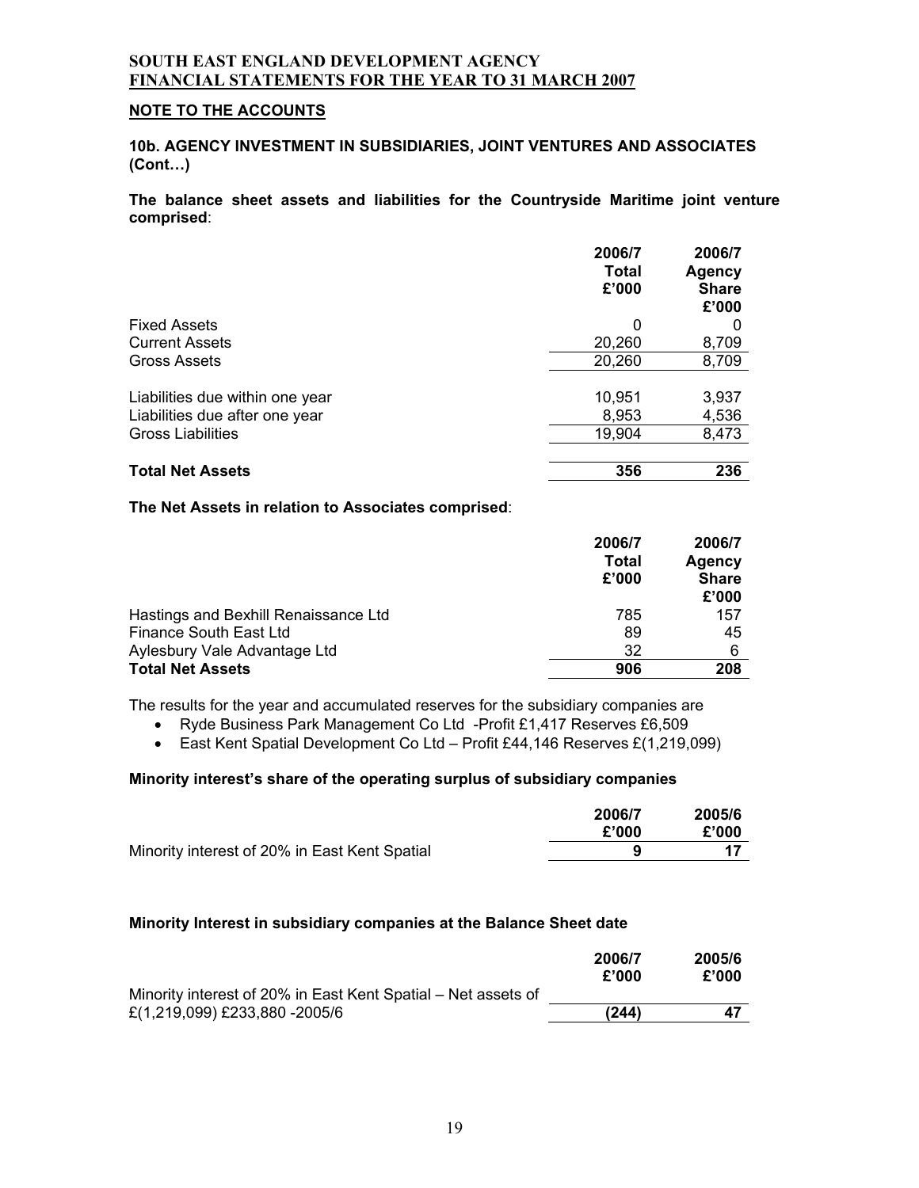# SOUTH EAST ENGLAND DEVELOPMENT AGENCY
## FINANCIAL STATEMENTS FOR THE YEAR TO 31 MARCH 2007

### NOTE TO THE ACCOUNTS

### 10b. AGENCY INVESTMENT IN SUBSIDIARIES, JOINT VENTURES AND ASSOCIATES (Cont…)

**The balance sheet assets and liabilities for the Countryside Maritime joint venture comprised**:

| | 2006/7 Total £'000 | 2006/7 Agency Share £'000 |
|---|---|---|
| Fixed Assets | 0 | 0 |
| Current Assets | 20,260 | 8,709 |
| Gross Assets | 20,260 | 8,709 |
| | | |
| Liabilities due within one year | 10,951 | 3,937 |
| Liabilities due after one year | 8,953 | 4,536 |
| Gross Liabilities | 19,904 | 8,473 |
| | | |
| **Total Net Assets** | **356** | **236** |

**The Net Assets in relation to Associates comprised**:

| | 2006/7 Total £'000 | 2006/7 Agency Share £'000 |
|---|---|---|
| Hastings and Bexhill Renaissance Ltd | 785 | 157 |
| Finance South East Ltd | 89 | 45 |
| Aylesbury Vale Advantage Ltd | 32 | 6 |
| **Total Net Assets** | **906** | **208** |

The results for the year and accumulated reserves for the subsidiary companies are

- Ryde Business Park Management Co Ltd -Profit £1,417 Reserves £6,509
- East Kent Spatial Development Co Ltd – Profit £44,146 Reserves £(1,219,099)

**Minority interest's share of the operating surplus of subsidiary companies**

| | 2006/7 £'000 | 2005/6 £'000 |
|---|---|---|
| Minority interest of 20% in East Kent Spatial | **9** | **17** |

**Minority Interest in subsidiary companies at the Balance Sheet date**

| | 2006/7 £'000 | 2005/6 £'000 |
|---|---|---|
| Minority interest of 20% in East Kent Spatial – Net assets of £(1,219,099) £233,880 -2005/6 | **(244)** | **47** |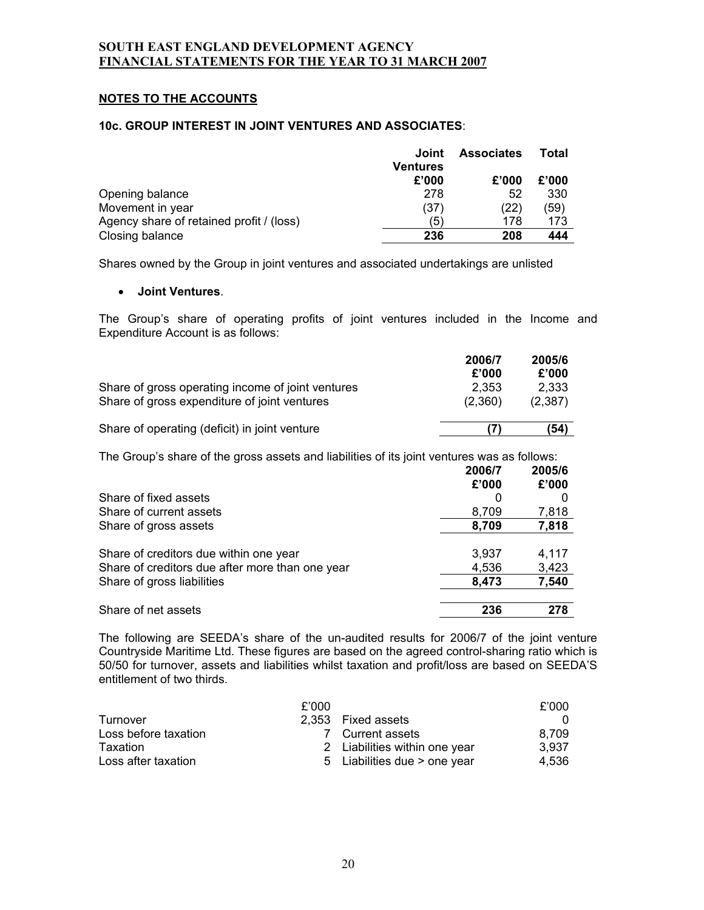## NOTES TO THE ACCOUNTS

### 10c. GROUP INTEREST IN JOINT VENTURES AND ASSOCIATES:

| | Joint Ventures | Associates | Total |
|---|---|---|---|
| | £'000 | £'000 | £'000 |
| Opening balance | 278 | 52 | 330 |
| Movement in year | (37) | (22) | (59) |
| Agency share of retained profit / (loss) | (5) | 178 | 173 |
| Closing balance | **236** | **208** | **444** |

Shares owned by the Group in joint ventures and associated undertakings are unlisted

- **Joint Ventures**.

The Group's share of operating profits of joint ventures included in the Income and Expenditure Account is as follows:

| | 2006/7 | 2005/6 |
|---|---|---|
| | £'000 | £'000 |
| Share of gross operating income of joint ventures | 2,353 | 2,333 |
| Share of gross expenditure of joint ventures | (2,360) | (2,387) |
| Share of operating (deficit) in joint venture | **(7)** | **(54)** |

The Group's share of the gross assets and liabilities of its joint ventures was as follows:

| | 2006/7 | 2005/6 |
|---|---|---|
| | £'000 | £'000 |
| Share of fixed assets | 0 | 0 |
| Share of current assets | 8,709 | 7,818 |
| Share of gross assets | **8,709** | **7,818** |
| Share of creditors due within one year | 3,937 | 4,117 |
| Share of creditors due after more than one year | 4,536 | 3,423 |
| Share of gross liabilities | **8,473** | **7,540** |
| Share of net assets | **236** | **278** |

The following are SEEDA's share of the un-audited results for 2006/7 of the joint venture Countryside Maritime Ltd. These figures are based on the agreed control-sharing ratio which is 50/50 for turnover, assets and liabilities whilst taxation and profit/loss are based on SEEDA'S entitlement of two thirds.

| | £'000 | | £'000 |
|---|---|---|---|
| Turnover | 2,353 | Fixed assets | 0 |
| Loss before taxation | 7 | Current assets | 8,709 |
| Taxation | 2 | Liabilities within one year | 3,937 |
| Loss after taxation | 5 | Liabilities due > one year | 4,536 |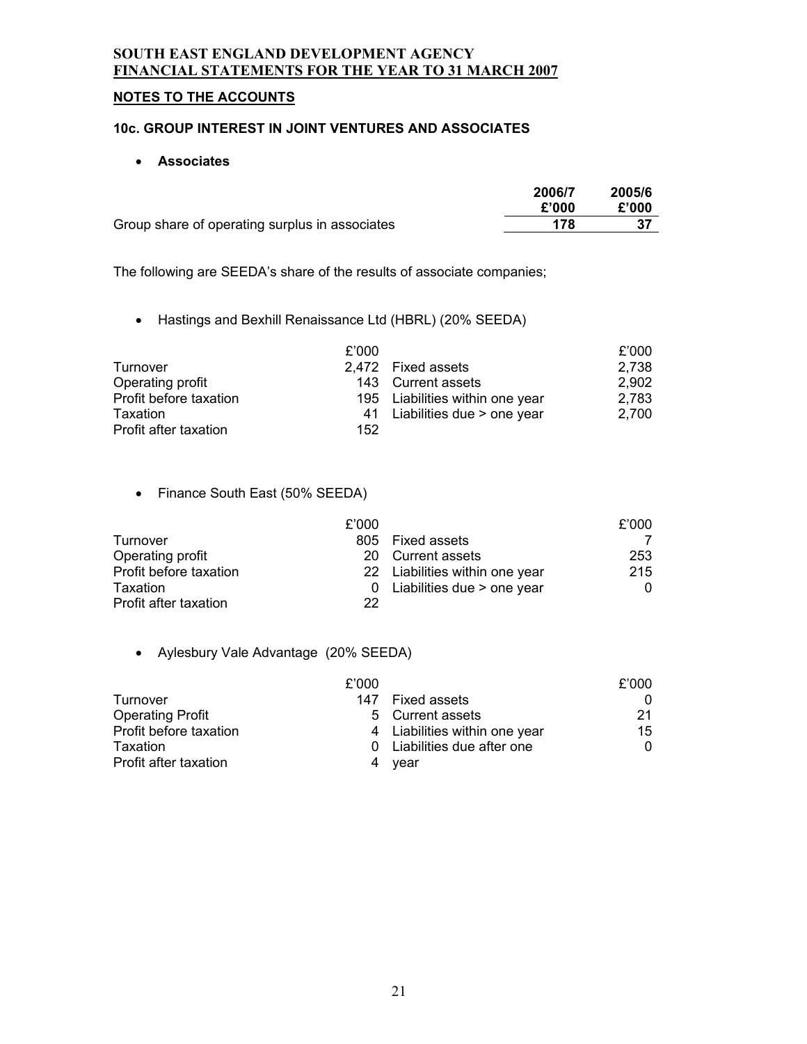**SOUTH EAST ENGLAND DEVELOPMENT AGENCY**
**FINANCIAL STATEMENTS FOR THE YEAR TO 31 MARCH 2007**

**NOTES TO THE ACCOUNTS**

### 10c. GROUP INTEREST IN JOINT VENTURES AND ASSOCIATES

- **Associates**

| | 2006/7 £'000 | 2005/6 £'000 |
|---|---|---|
| Group share of operating surplus in associates | 178 | 37 |

The following are SEEDA's share of the results of associate companies;

- Hastings and Bexhill Renaissance Ltd (HBRL) (20% SEEDA)

| | £'000 | | £'000 |
|---|---|---|---|
| Turnover | 2,472 | Fixed assets | 2,738 |
| Operating profit | 143 | Current assets | 2,902 |
| Profit before taxation | 195 | Liabilities within one year | 2,783 |
| Taxation | 41 | Liabilities due > one year | 2,700 |
| Profit after taxation | 152 | | |

- Finance South East (50% SEEDA)

| | £'000 | | £'000 |
|---|---|---|---|
| Turnover | 805 | Fixed assets | 7 |
| Operating profit | 20 | Current assets | 253 |
| Profit before taxation | 22 | Liabilities within one year | 215 |
| Taxation | 0 | Liabilities due > one year | 0 |
| Profit after taxation | 22 | | |

- Aylesbury Vale Advantage (20% SEEDA)

| | £'000 | | £'000 |
|---|---|---|---|
| Turnover | 147 | Fixed assets | 0 |
| Operating Profit | 5 | Current assets | 21 |
| Profit before taxation | 4 | Liabilities within one year | 15 |
| Taxation | 0 | Liabilities due after one year | 0 |
| Profit after taxation | 4 | | |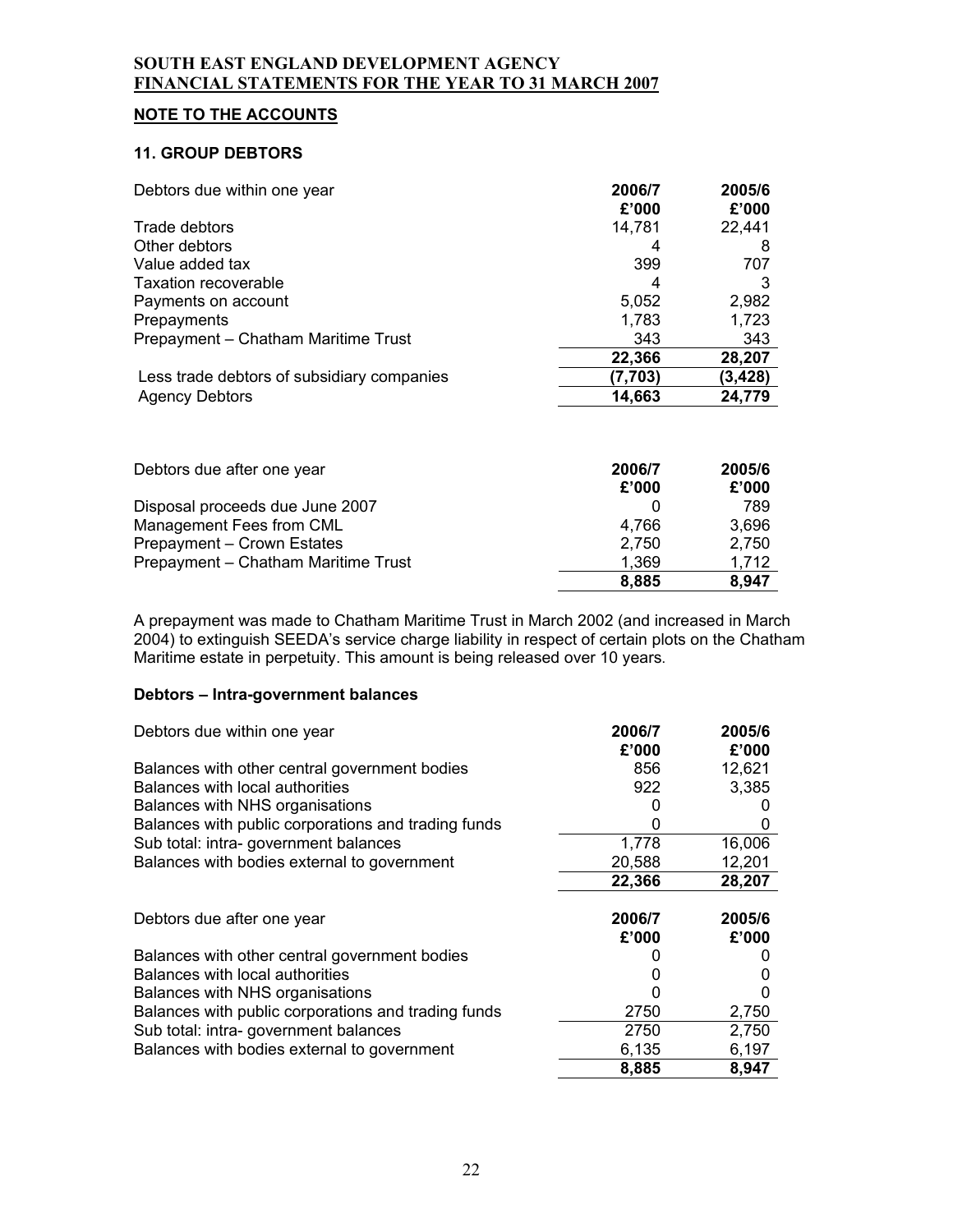**SOUTH EAST ENGLAND DEVELOPMENT AGENCY**
**FINANCIAL STATEMENTS FOR THE YEAR TO 31 MARCH 2007**

## NOTE TO THE ACCOUNTS

### 11. GROUP DEBTORS

| Debtors due within one year | 2006/7 £'000 | 2005/6 £'000 |
|---|---|---|
| Trade debtors | 14,781 | 22,441 |
| Other debtors | 4 | 8 |
| Value added tax | 399 | 707 |
| Taxation recoverable | 4 | 3 |
| Payments on account | 5,052 | 2,982 |
| Prepayments | 1,783 | 1,723 |
| Prepayment – Chatham Maritime Trust | 343 | 343 |
| | 22,366 | 28,207 |
| Less trade debtors of subsidiary companies | (7,703) | (3,428) |
| Agency Debtors | 14,663 | 24,779 |

| Debtors due after one year | 2006/7 £'000 | 2005/6 £'000 |
|---|---|---|
| Disposal proceeds due June 2007 | 0 | 789 |
| Management Fees from CML | 4,766 | 3,696 |
| Prepayment – Crown Estates | 2,750 | 2,750 |
| Prepayment – Chatham Maritime Trust | 1,369 | 1,712 |
| | 8,885 | 8,947 |

A prepayment was made to Chatham Maritime Trust in March 2002 (and increased in March 2004) to extinguish SEEDA's service charge liability in respect of certain plots on the Chatham Maritime estate in perpetuity. This amount is being released over 10 years.

**Debtors – Intra-government balances**

| Debtors due within one year | 2006/7 £'000 | 2005/6 £'000 |
|---|---|---|
| Balances with other central government bodies | 856 | 12,621 |
| Balances with local authorities | 922 | 3,385 |
| Balances with NHS organisations | 0 | 0 |
| Balances with public corporations and trading funds | 0 | 0 |
| Sub total: intra- government balances | 1,778 | 16,006 |
| Balances with bodies external to government | 20,588 | 12,201 |
| | 22,366 | 28,207 |

| Debtors due after one year | 2006/7 £'000 | 2005/6 £'000 |
|---|---|---|
| Balances with other central government bodies | 0 | 0 |
| Balances with local authorities | 0 | 0 |
| Balances with NHS organisations | 0 | 0 |
| Balances with public corporations and trading funds | 2750 | 2,750 |
| Sub total: intra- government balances | 2750 | 2,750 |
| Balances with bodies external to government | 6,135 | 6,197 |
| | 8,885 | 8,947 |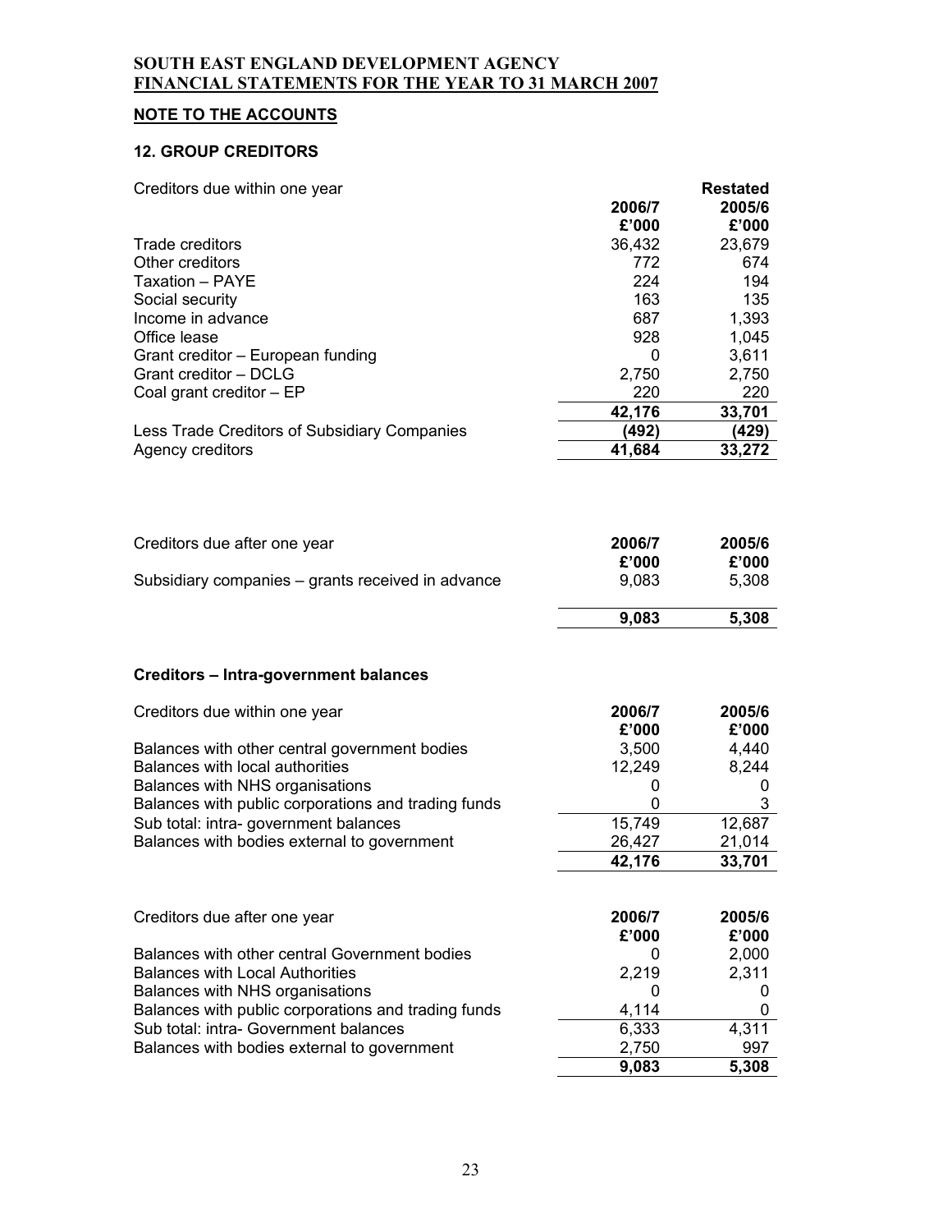**SOUTH EAST ENGLAND DEVELOPMENT AGENCY**
**FINANCIAL STATEMENTS FOR THE YEAR TO 31 MARCH 2007**

## NOTE TO THE ACCOUNTS

### 12. GROUP CREDITORS

| Creditors due within one year | 2006/7 £'000 | Restated 2005/6 £'000 |
|---|---|---|
| Trade creditors | 36,432 | 23,679 |
| Other creditors | 772 | 674 |
| Taxation – PAYE | 224 | 194 |
| Social security | 163 | 135 |
| Income in advance | 687 | 1,393 |
| Office lease | 928 | 1,045 |
| Grant creditor – European funding | 0 | 3,611 |
| Grant creditor – DCLG | 2,750 | 2,750 |
| Coal grant creditor – EP | 220 | 220 |
| | **42,176** | **33,701** |
| Less Trade Creditors of Subsidiary Companies | **(492)** | **(429)** |
| Agency creditors | **41,684** | **33,272** |

| Creditors due after one year | 2006/7 £'000 | 2005/6 £'000 |
|---|---|---|
| Subsidiary companies – grants received in advance | 9,083 | 5,308 |
| | **9,083** | **5,308** |

**Creditors – Intra-government balances**

| Creditors due within one year | 2006/7 £'000 | 2005/6 £'000 |
|---|---|---|
| Balances with other central government bodies | 3,500 | 4,440 |
| Balances with local authorities | 12,249 | 8,244 |
| Balances with NHS organisations | 0 | 0 |
| Balances with public corporations and trading funds | 0 | 3 |
| Sub total: intra- government balances | 15,749 | 12,687 |
| Balances with bodies external to government | 26,427 | 21,014 |
| | **42,176** | **33,701** |

| Creditors due after one year | 2006/7 £'000 | 2005/6 £'000 |
|---|---|---|
| Balances with other central Government bodies | 0 | 2,000 |
| Balances with Local Authorities | 2,219 | 2,311 |
| Balances with NHS organisations | 0 | 0 |
| Balances with public corporations and trading funds | 4,114 | 0 |
| Sub total: intra- Government balances | 6,333 | 4,311 |
| Balances with bodies external to government | 2,750 | 997 |
| | **9,083** | **5,308** |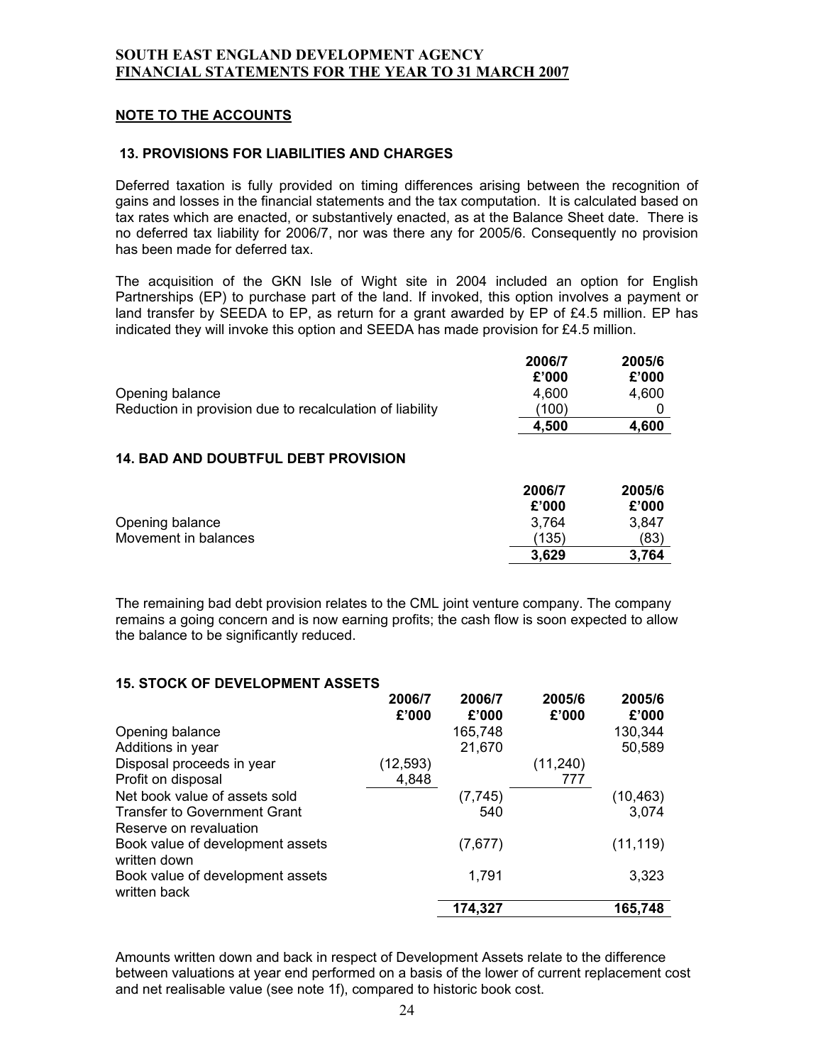**SOUTH EAST ENGLAND DEVELOPMENT AGENCY**
**FINANCIAL STATEMENTS FOR THE YEAR TO 31 MARCH 2007**

## NOTE TO THE ACCOUNTS

### 13. PROVISIONS FOR LIABILITIES AND CHARGES

Deferred taxation is fully provided on timing differences arising between the recognition of gains and losses in the financial statements and the tax computation. It is calculated based on tax rates which are enacted, or substantively enacted, as at the Balance Sheet date. There is no deferred tax liability for 2006/7, nor was there any for 2005/6. Consequently no provision has been made for deferred tax.

The acquisition of the GKN Isle of Wight site in 2004 included an option for English Partnerships (EP) to purchase part of the land. If invoked, this option involves a payment or land transfer by SEEDA to EP, as return for a grant awarded by EP of £4.5 million. EP has indicated they will invoke this option and SEEDA has made provision for £4.5 million.

| | 2006/7 £'000 | 2005/6 £'000 |
|---|---|---|
| Opening balance | 4,600 | 4,600 |
| Reduction in provision due to recalculation of liability | (100) | 0 |
| | **4,500** | **4,600** |

### 14. BAD AND DOUBTFUL DEBT PROVISION

| | 2006/7 £'000 | 2005/6 £'000 |
|---|---|---|
| Opening balance | 3,764 | 3,847 |
| Movement in balances | (135) | (83) |
| | **3,629** | **3,764** |

The remaining bad debt provision relates to the CML joint venture company. The company remains a going concern and is now earning profits; the cash flow is soon expected to allow the balance to be significantly reduced.

### 15. STOCK OF DEVELOPMENT ASSETS

| | 2006/7 £'000 | 2006/7 £'000 | 2005/6 £'000 | 2005/6 £'000 |
|---|---|---|---|---|
| Opening balance | | 165,748 | | 130,344 |
| Additions in year | | 21,670 | | 50,589 |
| Disposal proceeds in year | (12,593) | | (11,240) | |
| Profit on disposal | 4,848 | | 777 | |
| Net book value of assets sold | | (7,745) | | (10,463) |
| Transfer to Government Grant Reserve on revaluation | | 540 | | 3,074 |
| Book value of development assets written down | | (7,677) | | (11,119) |
| Book value of development assets written back | | 1,791 | | 3,323 |
| | | **174,327** | | **165,748** |

Amounts written down and back in respect of Development Assets relate to the difference between valuations at year end performed on a basis of the lower of current replacement cost and net realisable value (see note 1f), compared to historic book cost.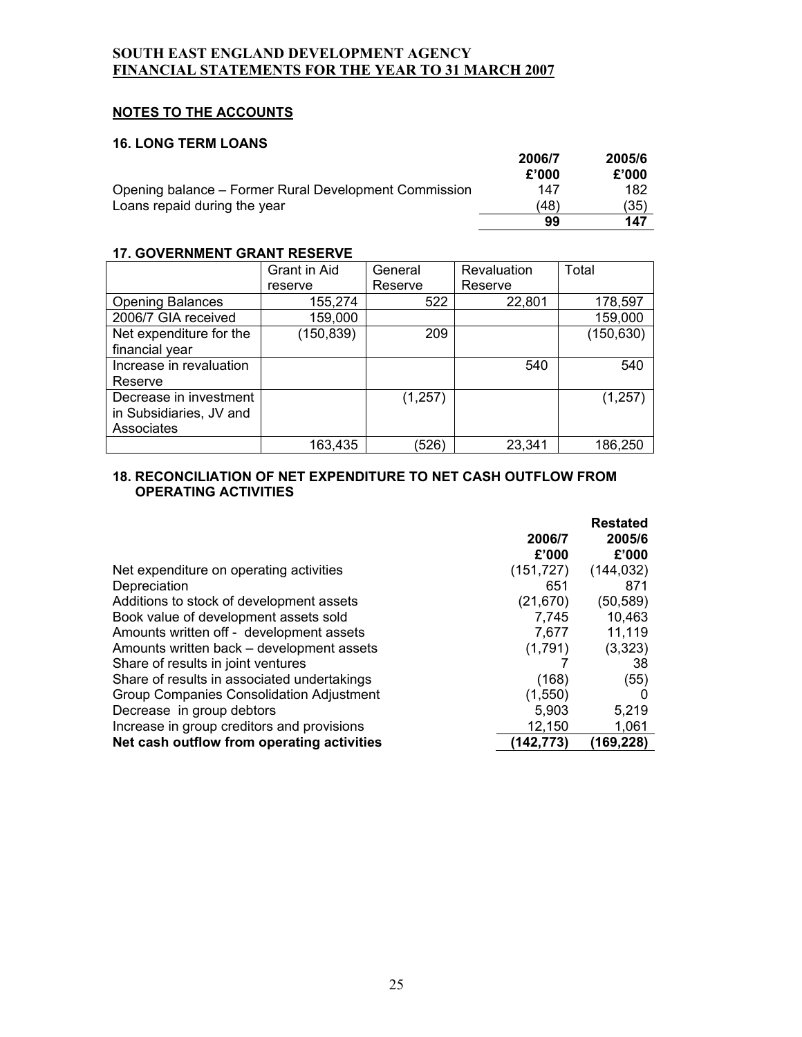**SOUTH EAST ENGLAND DEVELOPMENT AGENCY**
**FINANCIAL STATEMENTS FOR THE YEAR TO 31 MARCH 2007**

## NOTES TO THE ACCOUNTS

### 16. LONG TERM LOANS

| | 2006/7 £'000 | 2005/6 £'000 |
|---|---|---|
| Opening balance – Former Rural Development Commission | 147 | 182 |
| Loans repaid during the year | (48) | (35) |
| | **99** | **147** |

### 17. GOVERNMENT GRANT RESERVE

| | Grant in Aid reserve | General Reserve | Revaluation Reserve | Total |
|---|---|---|---|---|
| Opening Balances | 155,274 | 522 | 22,801 | 178,597 |
| 2006/7 GIA received | 159,000 | | | 159,000 |
| Net expenditure for the financial year | (150,839) | 209 | | (150,630) |
| Increase in revaluation Reserve | | | 540 | 540 |
| Decrease in investment in Subsidiaries, JV and Associates | | (1,257) | | (1,257) |
| | 163,435 | (526) | 23,341 | 186,250 |

### 18. RECONCILIATION OF NET EXPENDITURE TO NET CASH OUTFLOW FROM OPERATING ACTIVITIES

| | 2006/7 £'000 | Restated 2005/6 £'000 |
|---|---|---|
| Net expenditure on operating activities | (151,727) | (144,032) |
| Depreciation | 651 | 871 |
| Additions to stock of development assets | (21,670) | (50,589) |
| Book value of development assets sold | 7,745 | 10,463 |
| Amounts written off - development assets | 7,677 | 11,119 |
| Amounts written back – development assets | (1,791) | (3,323) |
| Share of results in joint ventures | 7 | 38 |
| Share of results in associated undertakings | (168) | (55) |
| Group Companies Consolidation Adjustment | (1,550) | 0 |
| Decrease in group debtors | 5,903 | 5,219 |
| Increase in group creditors and provisions | 12,150 | 1,061 |
| **Net cash outflow from operating activities** | **(142,773)** | **(169,228)** |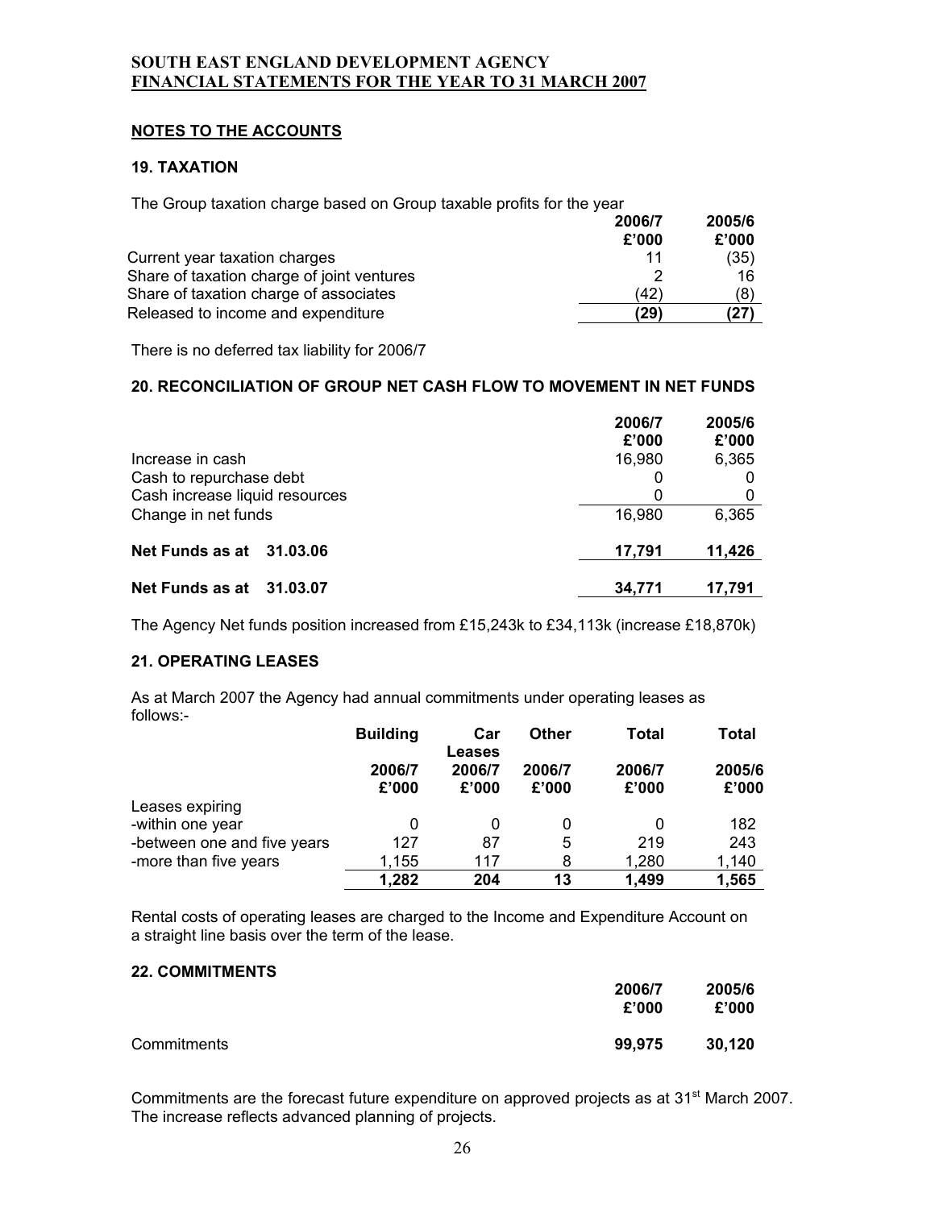**SOUTH EAST ENGLAND DEVELOPMENT AGENCY**
**FINANCIAL STATEMENTS FOR THE YEAR TO 31 MARCH 2007**

## NOTES TO THE ACCOUNTS

### 19. TAXATION

The Group taxation charge based on Group taxable profits for the year

| | 2006/7 £'000 | 2005/6 £'000 |
|---|---|---|
| Current year taxation charges | 11 | (35) |
| Share of taxation charge of joint ventures | 2 | 16 |
| Share of taxation charge of associates | (42) | (8) |
| Released to income and expenditure | **(29)** | **(27)** |

There is no deferred tax liability for 2006/7

### 20. RECONCILIATION OF GROUP NET CASH FLOW TO MOVEMENT IN NET FUNDS

| | 2006/7 £'000 | 2005/6 £'000 |
|---|---|---|
| Increase in cash | 16,980 | 6,365 |
| Cash to repurchase debt | 0 | 0 |
| Cash increase liquid resources | 0 | 0 |
| Change in net funds | 16,980 | 6,365 |
| **Net Funds as at 31.03.06** | **17,791** | **11,426** |
| **Net Funds as at 31.03.07** | **34,771** | **17,791** |

The Agency Net funds position increased from £15,243k to £34,113k (increase £18,870k)

### 21. OPERATING LEASES

As at March 2007 the Agency had annual commitments under operating leases as follows:-

| | Building 2006/7 £'000 | Car Leases 2006/7 £'000 | Other 2006/7 £'000 | Total 2006/7 £'000 | Total 2005/6 £'000 |
|---|---|---|---|---|---|
| Leases expiring | | | | | |
| -within one year | 0 | 0 | 0 | 0 | 182 |
| -between one and five years | 127 | 87 | 5 | 219 | 243 |
| -more than five years | 1,155 | 117 | 8 | 1,280 | 1,140 |
| | **1,282** | **204** | **13** | **1,499** | **1,565** |

Rental costs of operating leases are charged to the Income and Expenditure Account on a straight line basis over the term of the lease.

### 22. COMMITMENTS

| | 2006/7 £'000 | 2005/6 £'000 |
|---|---|---|
| Commitments | **99,975** | **30,120** |

Commitments are the forecast future expenditure on approved projects as at 31st March 2007. The increase reflects advanced planning of projects.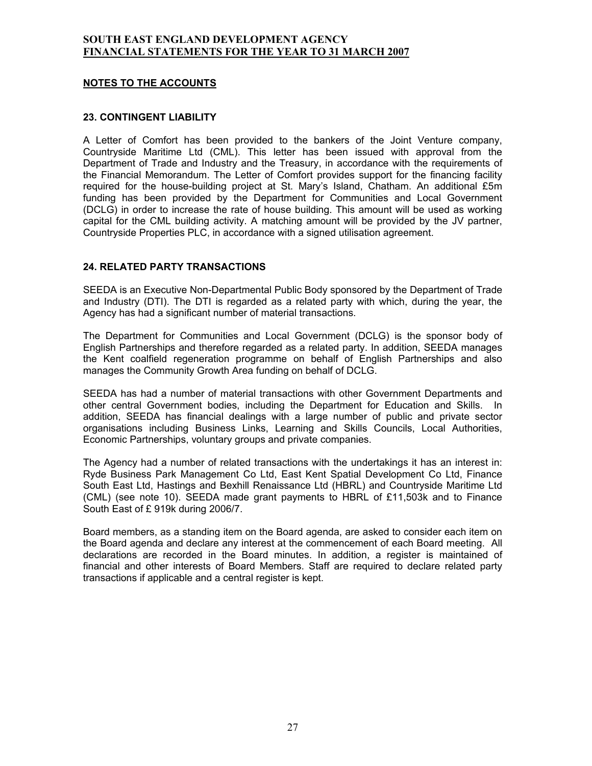## NOTES TO THE ACCOUNTS

### 23. CONTINGENT LIABILITY

A Letter of Comfort has been provided to the bankers of the Joint Venture company, Countryside Maritime Ltd (CML). This letter has been issued with approval from the Department of Trade and Industry and the Treasury, in accordance with the requirements of the Financial Memorandum. The Letter of Comfort provides support for the financing facility required for the house-building project at St. Mary's Island, Chatham. An additional £5m funding has been provided by the Department for Communities and Local Government (DCLG) in order to increase the rate of house building. This amount will be used as working capital for the CML building activity. A matching amount will be provided by the JV partner, Countryside Properties PLC, in accordance with a signed utilisation agreement.

### 24. RELATED PARTY TRANSACTIONS

SEEDA is an Executive Non-Departmental Public Body sponsored by the Department of Trade and Industry (DTI). The DTI is regarded as a related party with which, during the year, the Agency has had a significant number of material transactions.

The Department for Communities and Local Government (DCLG) is the sponsor body of English Partnerships and therefore regarded as a related party. In addition, SEEDA manages the Kent coalfield regeneration programme on behalf of English Partnerships and also manages the Community Growth Area funding on behalf of DCLG.

SEEDA has had a number of material transactions with other Government Departments and other central Government bodies, including the Department for Education and Skills. In addition, SEEDA has financial dealings with a large number of public and private sector organisations including Business Links, Learning and Skills Councils, Local Authorities, Economic Partnerships, voluntary groups and private companies.

The Agency had a number of related transactions with the undertakings it has an interest in: Ryde Business Park Management Co Ltd, East Kent Spatial Development Co Ltd, Finance South East Ltd, Hastings and Bexhill Renaissance Ltd (HBRL) and Countryside Maritime Ltd (CML) (see note 10). SEEDA made grant payments to HBRL of £11,503k and to Finance South East of £ 919k during 2006/7.

Board members, as a standing item on the Board agenda, are asked to consider each item on the Board agenda and declare any interest at the commencement of each Board meeting. All declarations are recorded in the Board minutes. In addition, a register is maintained of financial and other interests of Board Members. Staff are required to declare related party transactions if applicable and a central register is kept.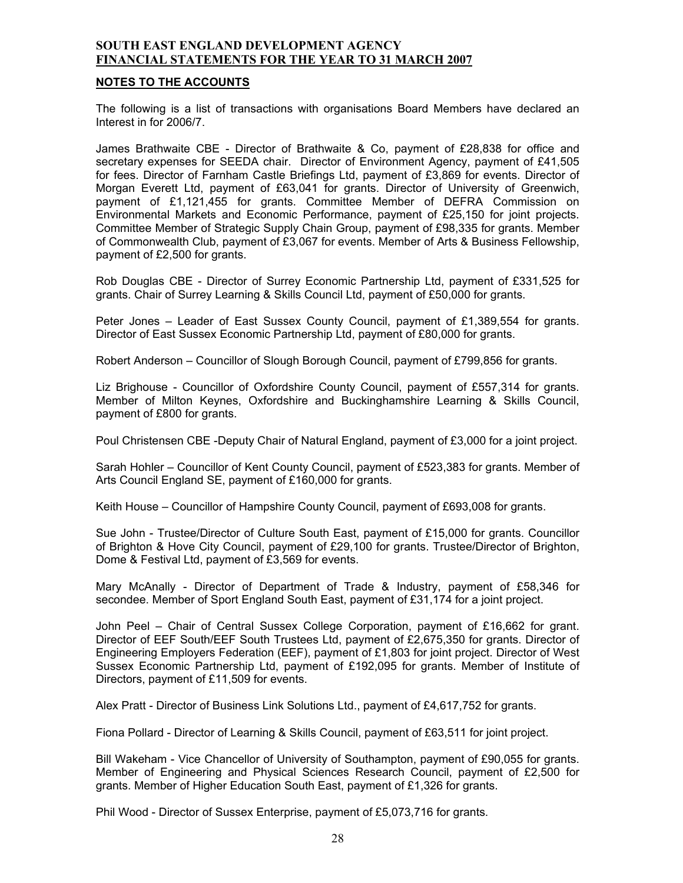**SOUTH EAST ENGLAND DEVELOPMENT AGENCY**
**FINANCIAL STATEMENTS FOR THE YEAR TO 31 MARCH 2007**

## NOTES TO THE ACCOUNTS

The following is a list of transactions with organisations Board Members have declared an Interest in for 2006/7.

James Brathwaite CBE - Director of Brathwaite & Co, payment of £28,838 for office and secretary expenses for SEEDA chair. Director of Environment Agency, payment of £41,505 for fees. Director of Farnham Castle Briefings Ltd, payment of £3,869 for events. Director of Morgan Everett Ltd, payment of £63,041 for grants. Director of University of Greenwich, payment of £1,121,455 for grants. Committee Member of DEFRA Commission on Environmental Markets and Economic Performance, payment of £25,150 for joint projects. Committee Member of Strategic Supply Chain Group, payment of £98,335 for grants. Member of Commonwealth Club, payment of £3,067 for events. Member of Arts & Business Fellowship, payment of £2,500 for grants.

Rob Douglas CBE - Director of Surrey Economic Partnership Ltd, payment of £331,525 for grants. Chair of Surrey Learning & Skills Council Ltd, payment of £50,000 for grants.

Peter Jones – Leader of East Sussex County Council, payment of £1,389,554 for grants. Director of East Sussex Economic Partnership Ltd, payment of £80,000 for grants.

Robert Anderson – Councillor of Slough Borough Council, payment of £799,856 for grants.

Liz Brighouse - Councillor of Oxfordshire County Council, payment of £557,314 for grants. Member of Milton Keynes, Oxfordshire and Buckinghamshire Learning & Skills Council, payment of £800 for grants.

Poul Christensen CBE -Deputy Chair of Natural England, payment of £3,000 for a joint project.

Sarah Hohler – Councillor of Kent County Council, payment of £523,383 for grants. Member of Arts Council England SE, payment of £160,000 for grants.

Keith House – Councillor of Hampshire County Council, payment of £693,008 for grants.

Sue John - Trustee/Director of Culture South East, payment of £15,000 for grants. Councillor of Brighton & Hove City Council, payment of £29,100 for grants. Trustee/Director of Brighton, Dome & Festival Ltd, payment of £3,569 for events.

Mary McAnally - Director of Department of Trade & Industry, payment of £58,346 for secondee. Member of Sport England South East, payment of £31,174 for a joint project.

John Peel – Chair of Central Sussex College Corporation, payment of £16,662 for grant. Director of EEF South/EEF South Trustees Ltd, payment of £2,675,350 for grants. Director of Engineering Employers Federation (EEF), payment of £1,803 for joint project. Director of West Sussex Economic Partnership Ltd, payment of £192,095 for grants. Member of Institute of Directors, payment of £11,509 for events.

Alex Pratt - Director of Business Link Solutions Ltd., payment of £4,617,752 for grants.

Fiona Pollard - Director of Learning & Skills Council, payment of £63,511 for joint project.

Bill Wakeham - Vice Chancellor of University of Southampton, payment of £90,055 for grants. Member of Engineering and Physical Sciences Research Council, payment of £2,500 for grants. Member of Higher Education South East, payment of £1,326 for grants.

Phil Wood - Director of Sussex Enterprise, payment of £5,073,716 for grants.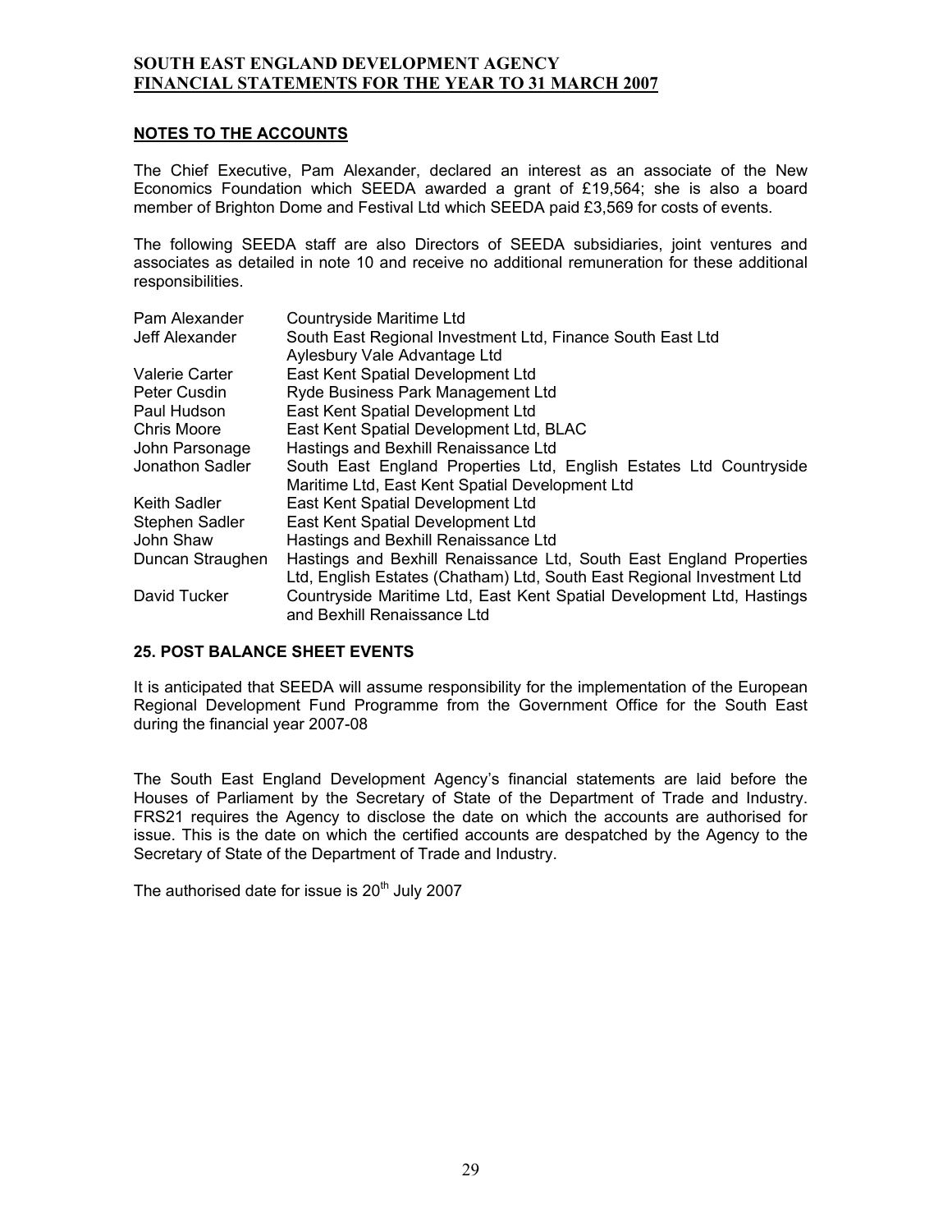## NOTES TO THE ACCOUNTS

The Chief Executive, Pam Alexander, declared an interest as an associate of the New Economics Foundation which SEEDA awarded a grant of £19,564; she is also a board member of Brighton Dome and Festival Ltd which SEEDA paid £3,569 for costs of events.

The following SEEDA staff are also Directors of SEEDA subsidiaries, joint ventures and associates as detailed in note 10 and receive no additional remuneration for these additional responsibilities.

| | |
|---|---|
| Pam Alexander | Countryside Maritime Ltd |
| Jeff Alexander | South East Regional Investment Ltd, Finance South East Ltd Aylesbury Vale Advantage Ltd |
| Valerie Carter | East Kent Spatial Development Ltd |
| Peter Cusdin | Ryde Business Park Management Ltd |
| Paul Hudson | East Kent Spatial Development Ltd |
| Chris Moore | East Kent Spatial Development Ltd, BLAC |
| John Parsonage | Hastings and Bexhill Renaissance Ltd |
| Jonathon Sadler | South East England Properties Ltd, English Estates Ltd Countryside Maritime Ltd, East Kent Spatial Development Ltd |
| Keith Sadler | East Kent Spatial Development Ltd |
| Stephen Sadler | East Kent Spatial Development Ltd |
| John Shaw | Hastings and Bexhill Renaissance Ltd |
| Duncan Straughen | Hastings and Bexhill Renaissance Ltd, South East England Properties Ltd, English Estates (Chatham) Ltd, South East Regional Investment Ltd |
| David Tucker | Countryside Maritime Ltd, East Kent Spatial Development Ltd, Hastings and Bexhill Renaissance Ltd |

### 25. POST BALANCE SHEET EVENTS

It is anticipated that SEEDA will assume responsibility for the implementation of the European Regional Development Fund Programme from the Government Office for the South East during the financial year 2007-08

The South East England Development Agency's financial statements are laid before the Houses of Parliament by the Secretary of State of the Department of Trade and Industry. FRS21 requires the Agency to disclose the date on which the accounts are authorised for issue. This is the date on which the certified accounts are despatched by the Agency to the Secretary of State of the Department of Trade and Industry.

The authorised date for issue is 20th July 2007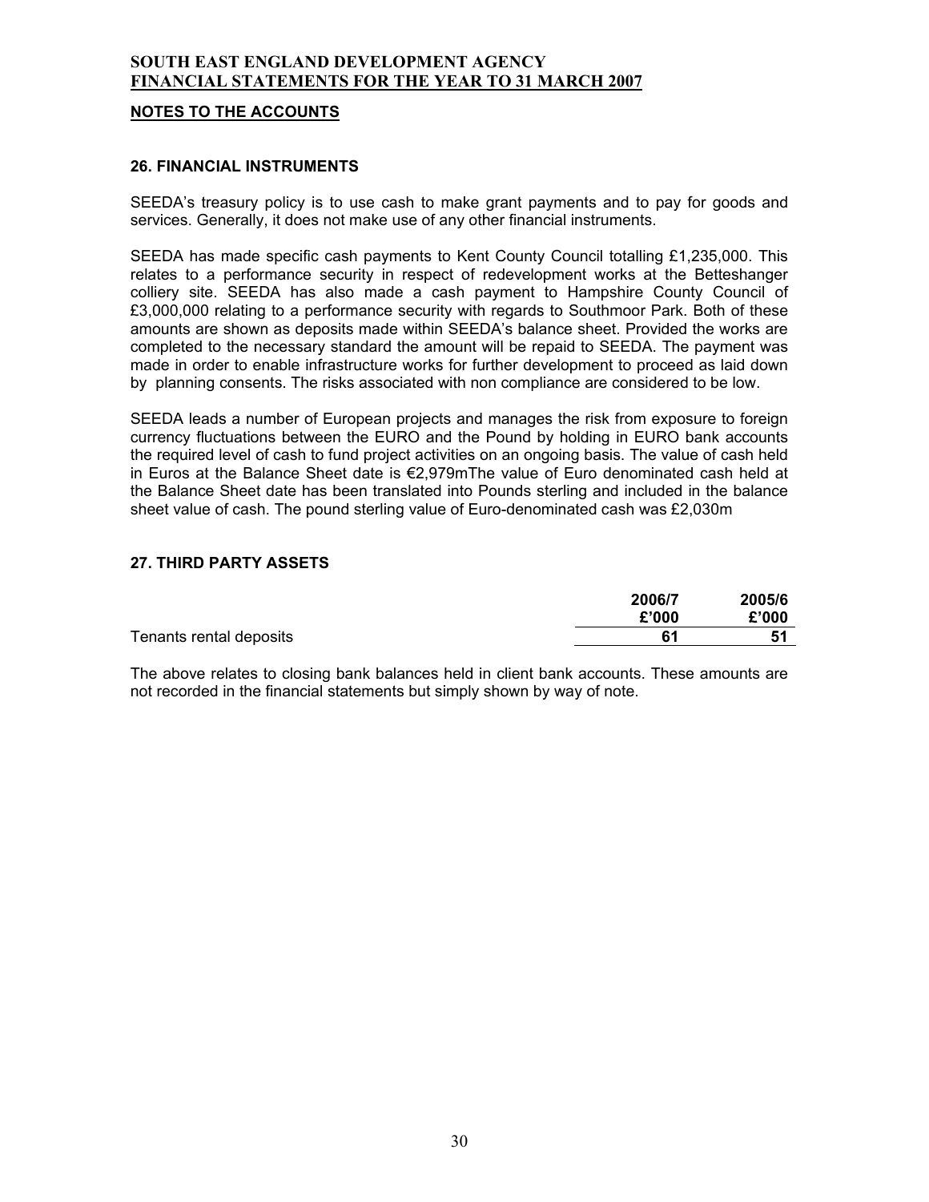**SOUTH EAST ENGLAND DEVELOPMENT AGENCY**
**FINANCIAL STATEMENTS FOR THE YEAR TO 31 MARCH 2007**

**NOTES TO THE ACCOUNTS**

### 26. FINANCIAL INSTRUMENTS

SEEDA's treasury policy is to use cash to make grant payments and to pay for goods and services. Generally, it does not make use of any other financial instruments.

SEEDA has made specific cash payments to Kent County Council totalling £1,235,000. This relates to a performance security in respect of redevelopment works at the Betteshanger colliery site. SEEDA has also made a cash payment to Hampshire County Council of £3,000,000 relating to a performance security with regards to Southmoor Park. Both of these amounts are shown as deposits made within SEEDA's balance sheet. Provided the works are completed to the necessary standard the amount will be repaid to SEEDA. The payment was made in order to enable infrastructure works for further development to proceed as laid down by planning consents. The risks associated with non compliance are considered to be low.

SEEDA leads a number of European projects and manages the risk from exposure to foreign currency fluctuations between the EURO and the Pound by holding in EURO bank accounts the required level of cash to fund project activities on an ongoing basis. The value of cash held in Euros at the Balance Sheet date is €2,979mThe value of Euro denominated cash held at the Balance Sheet date has been translated into Pounds sterling and included in the balance sheet value of cash. The pound sterling value of Euro-denominated cash was £2,030m

### 27. THIRD PARTY ASSETS

| | 2006/7 £'000 | 2005/6 £'000 |
|---|---|---|
| Tenants rental deposits | 61 | 51 |

The above relates to closing bank balances held in client bank accounts. These amounts are not recorded in the financial statements but simply shown by way of note.